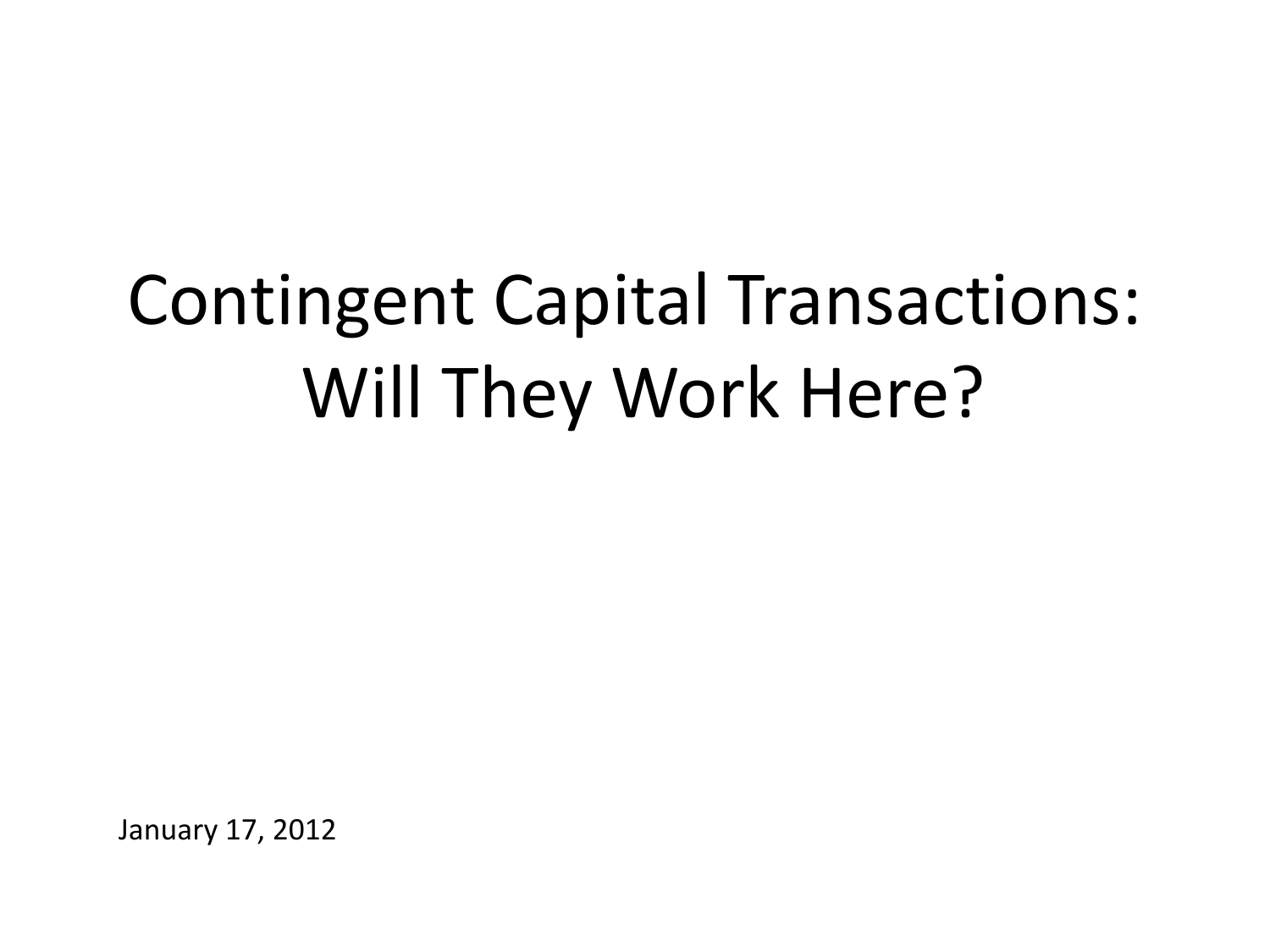# Contingent Capital Transactions: Will They Work Here?

January 17, 2012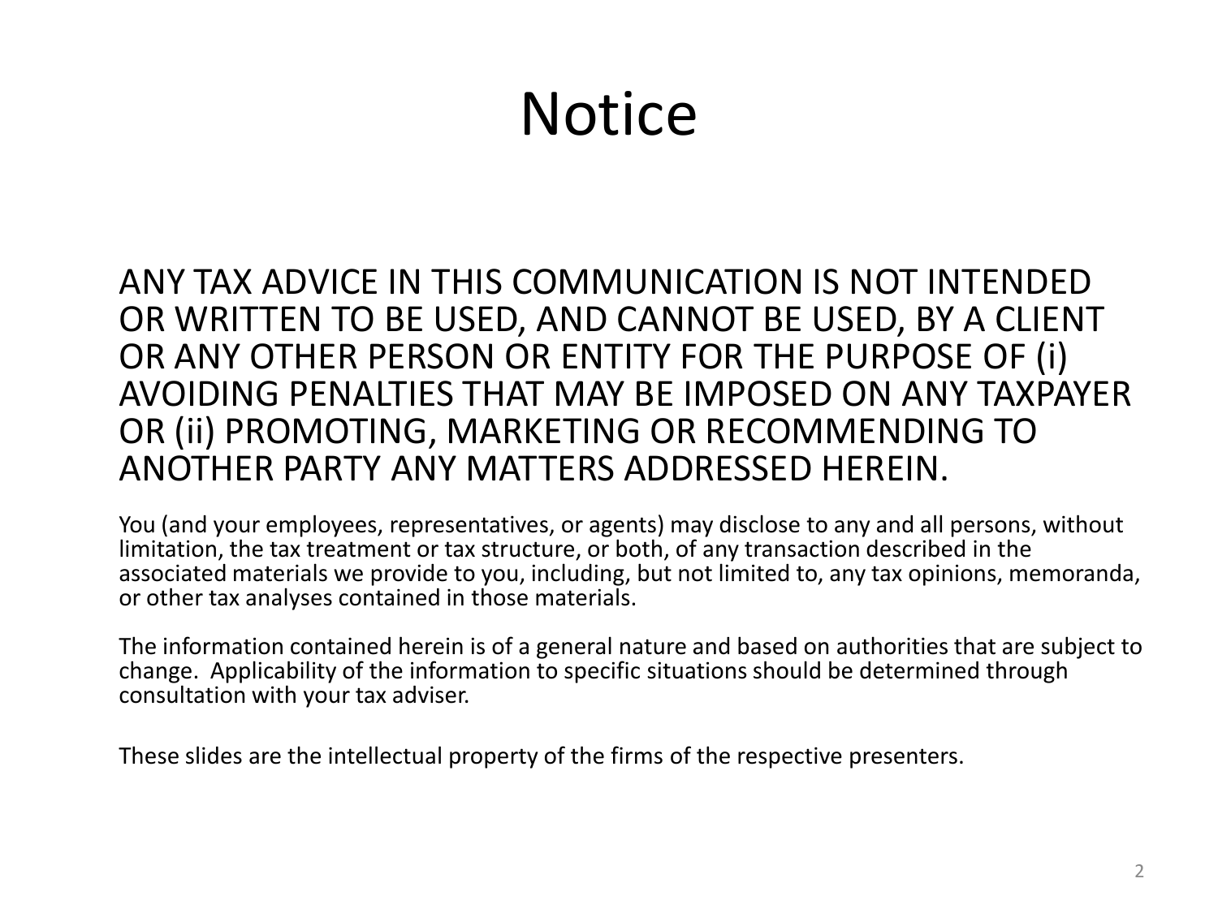# Notice

ANY TAX ADVICE IN THIS COMMUNICATION IS NOT INTENDED OR WRITTEN TO BE USED, AND CANNOT BE USED, BY A CLIENT OR ANY OTHER PERSON OR ENTITY FOR THE PURPOSE OF (i) AVOIDING PENALTIES THAT MAY BE IMPOSED ON ANY TAXPAYER OR (ii) PROMOTING, MARKETING OR RECOMMENDING TO ANOTHER PARTY ANY MATTERS ADDRESSED HEREIN.

You (and your employees, representatives, or agents) may disclose to any and all persons, without limitation, the tax treatment or tax structure, or both, of any transaction described in the associated materials we provide to you, including, but not limited to, any tax opinions, memoranda, or other tax analyses contained in those materials.

The information contained herein is of a general nature and based on authorities that are subject to change. Applicability of the information to specific situations should be determined through consultation with your tax adviser.

These slides are the intellectual property of the firms of the respective presenters.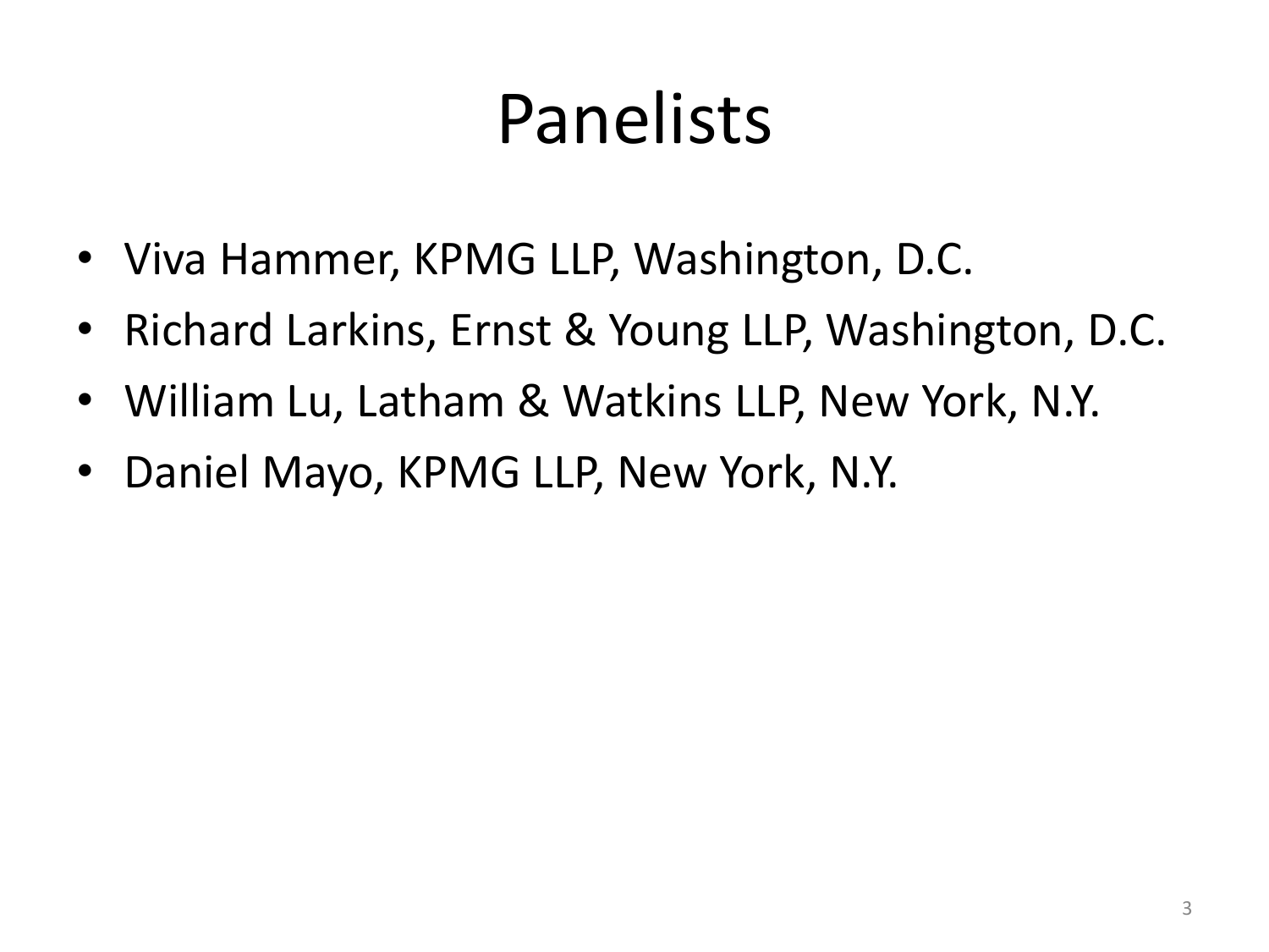# Panelists

- Viva Hammer, KPMG LLP, Washington, D.C.
- Richard Larkins, Ernst & Young LLP, Washington, D.C.
- William Lu, Latham & Watkins LLP, New York, N.Y.
- Daniel Mayo, KPMG LLP, New York, N.Y.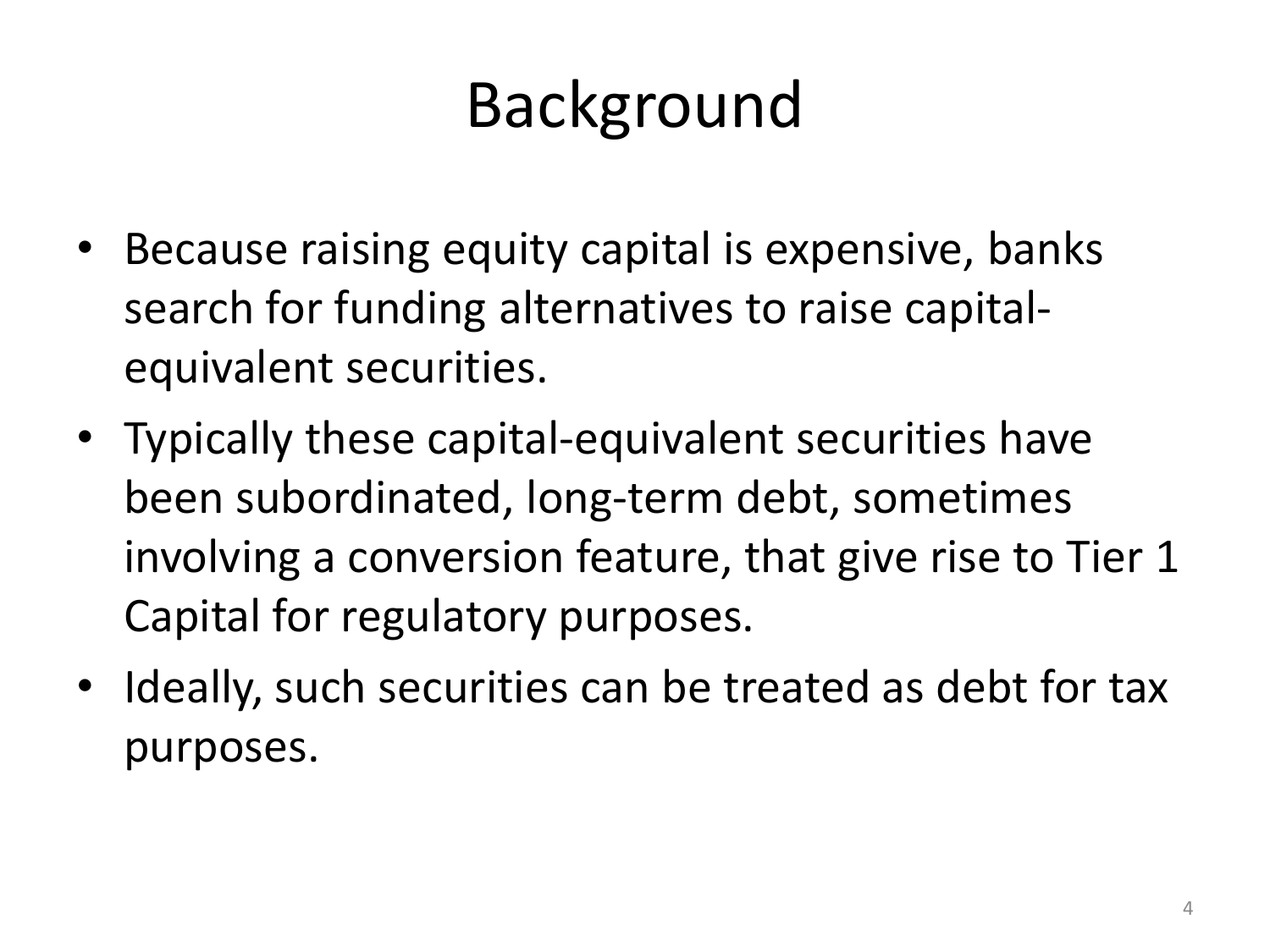# Background

- Because raising equity capital is expensive, banks search for funding alternatives to raise capital-equivalent securities.
- Typically these capital-equivalent securities have been subordinated, long-term debt, sometimes involving a conversion feature, that give rise to Tier 1 Capital for regulatory purposes.
- Ideally, such securities can be treated as debt for tax purposes.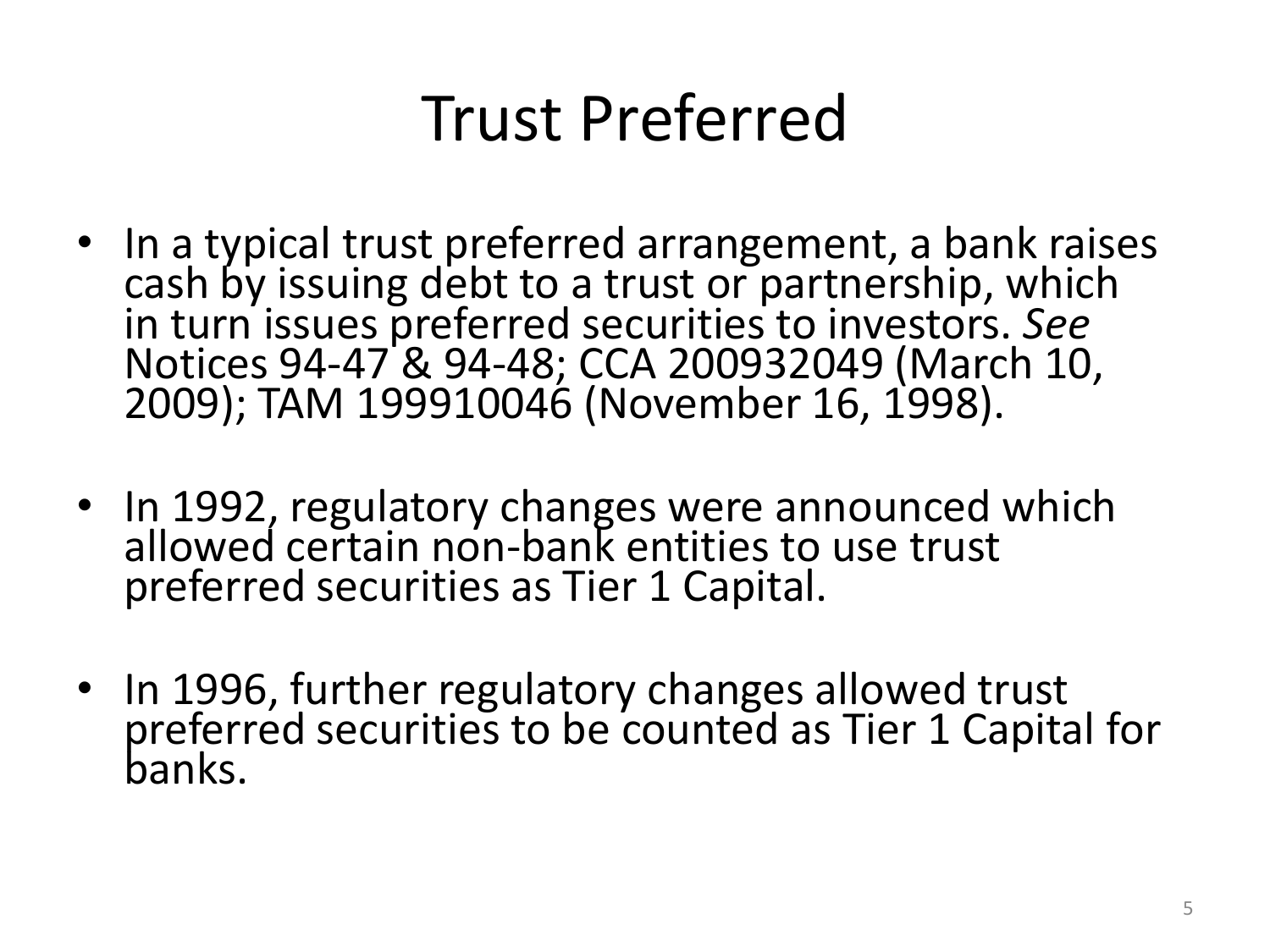# Trust Preferred

- In a typical trust preferred arrangement, a bank raises cash by issuing debt to a trust or partnership, which in turn issues preferred securities to investors. *See* Notices 94-47 & 94-48; CCA 200932049 (March 10, 2009); TAM 199910046 (November 16, 1998).
- In 1992, regulatory changes were announced which allowed certain non-bank entities to use trust preferred securities as Tier 1 Capital.
- In 1996, further regulatory changes allowed trust preferred securities to be counted as Tier 1 Capital for banks.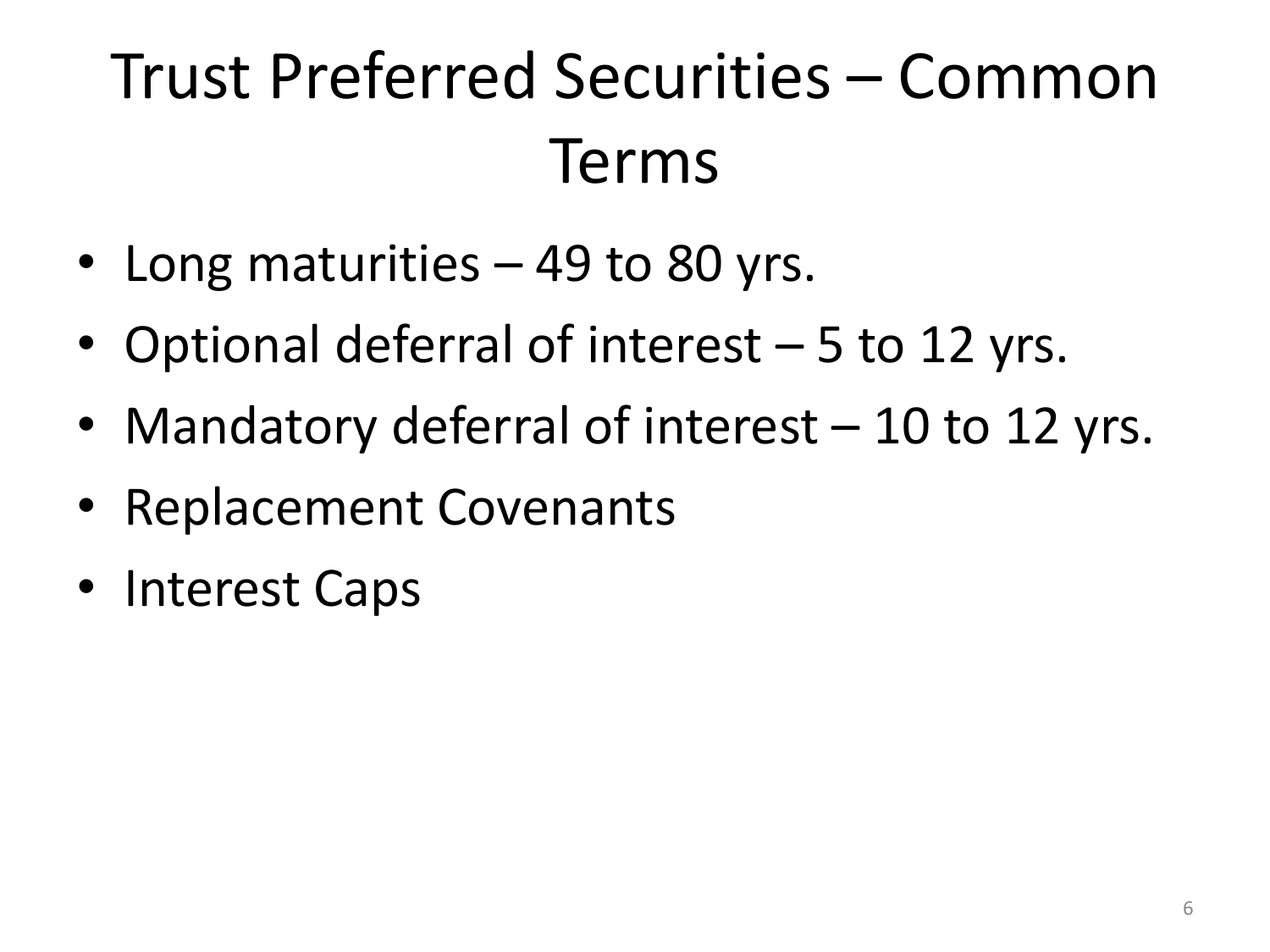# Trust Preferred Securities – Common Terms

- Long maturities – 49 to 80 yrs.
- Optional deferral of interest – 5 to 12 yrs.
- Mandatory deferral of interest – 10 to 12 yrs.
- Replacement Covenants
- Interest Caps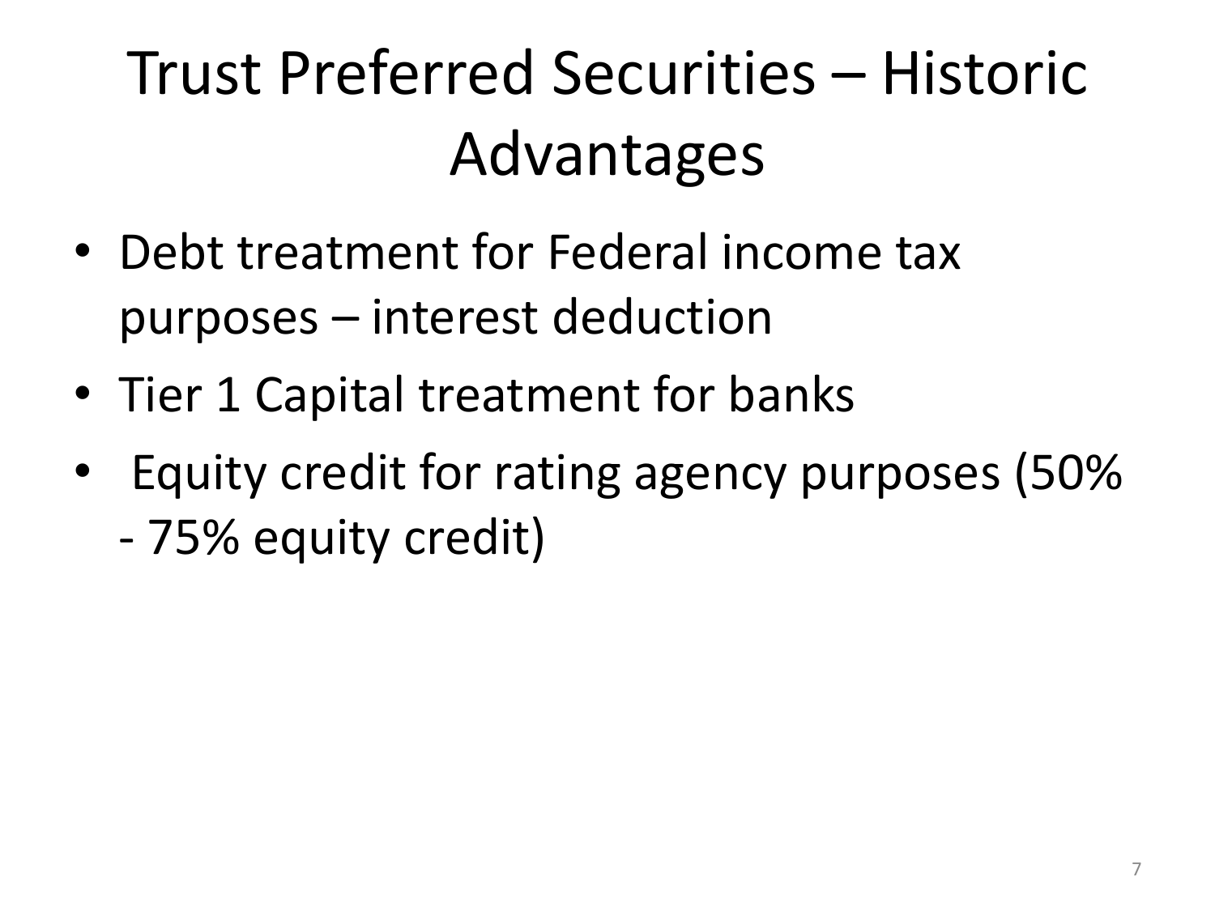# Trust Preferred Securities – Historic Advantages

- Debt treatment for Federal income tax purposes – interest deduction
- Tier 1 Capital treatment for banks
- Equity credit for rating agency purposes (50% - 75% equity credit)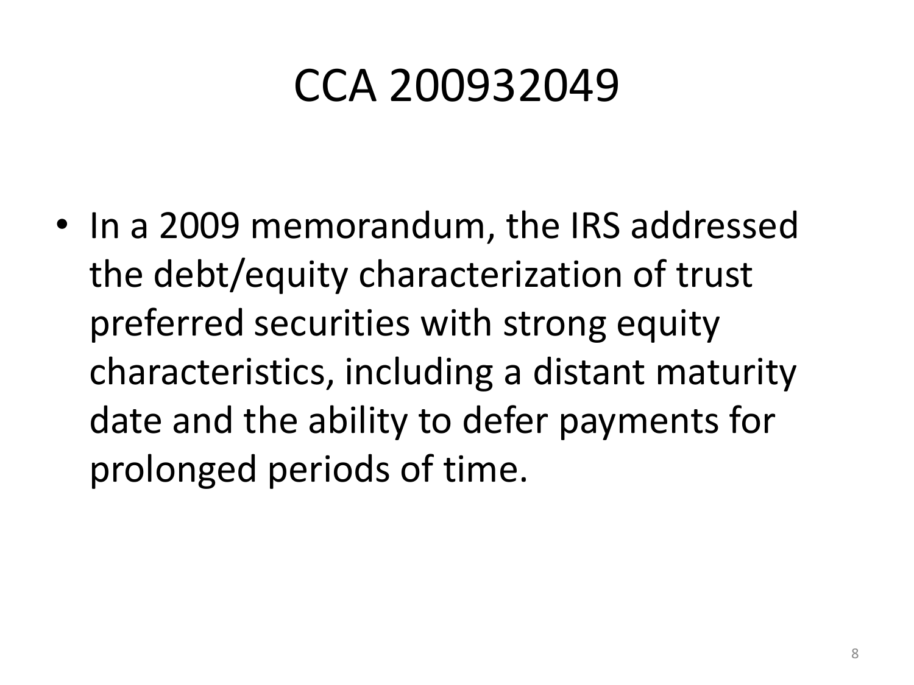# CCA 200932049

- In a 2009 memorandum, the IRS addressed the debt/equity characterization of trust preferred securities with strong equity characteristics, including a distant maturity date and the ability to defer payments for prolonged periods of time.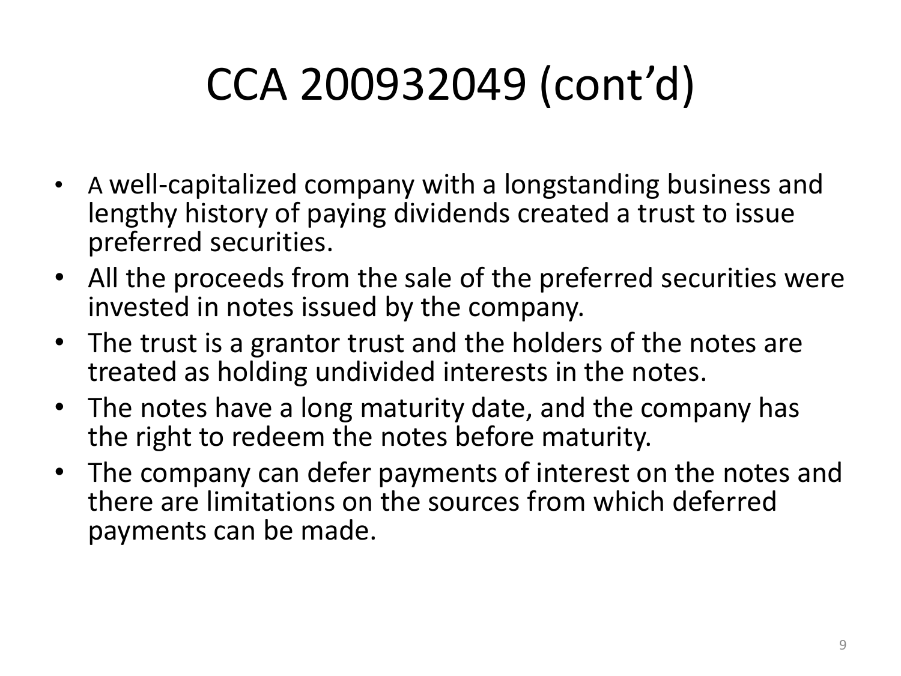# CCA 200932049 (cont'd)

- A well-capitalized company with a longstanding business and lengthy history of paying dividends created a trust to issue preferred securities.
- All the proceeds from the sale of the preferred securities were invested in notes issued by the company.
- The trust is a grantor trust and the holders of the notes are treated as holding undivided interests in the notes.
- The notes have a long maturity date, and the company has the right to redeem the notes before maturity.
- The company can defer payments of interest on the notes and there are limitations on the sources from which deferred payments can be made.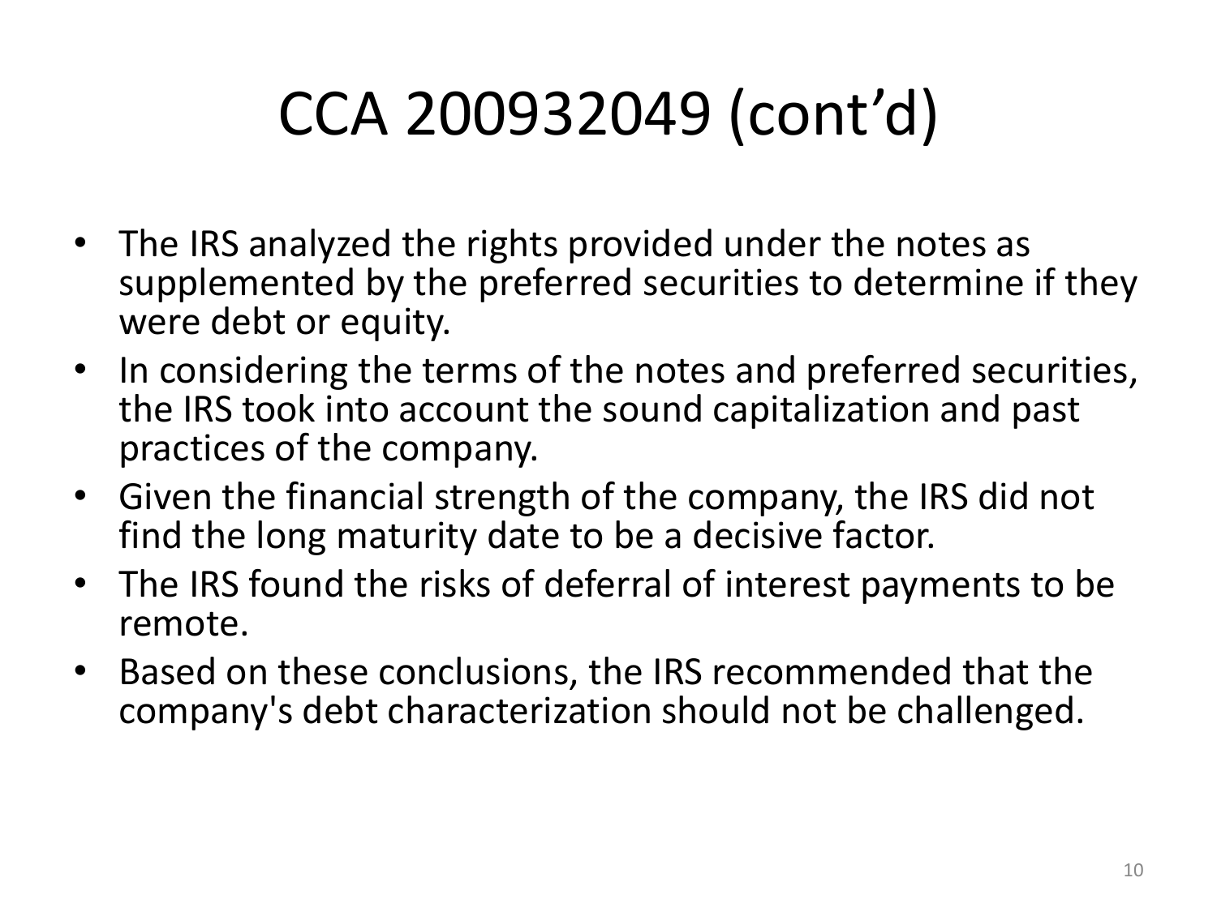# CCA 200932049 (cont'd)

- The IRS analyzed the rights provided under the notes as supplemented by the preferred securities to determine if they were debt or equity.
- In considering the terms of the notes and preferred securities, the IRS took into account the sound capitalization and past practices of the company.
- Given the financial strength of the company, the IRS did not find the long maturity date to be a decisive factor.
- The IRS found the risks of deferral of interest payments to be remote.
- Based on these conclusions, the IRS recommended that the company's debt characterization should not be challenged.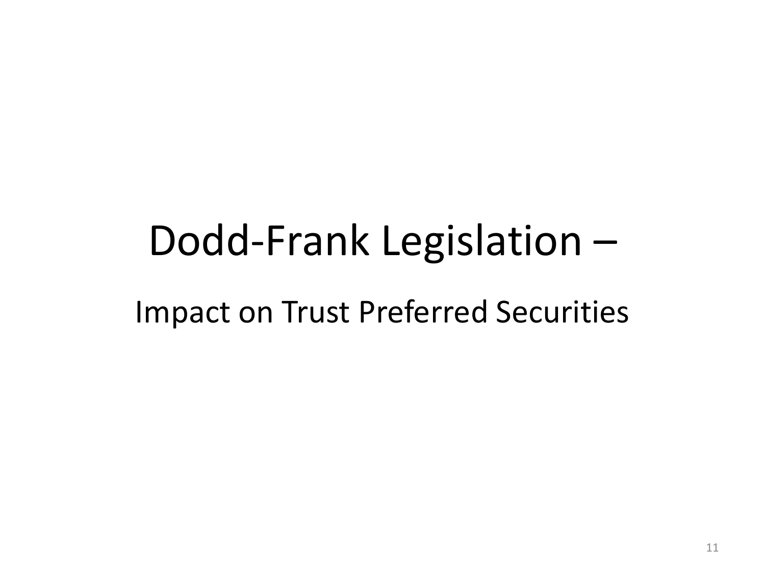# Dodd-Frank Legislation –

## Impact on Trust Preferred Securities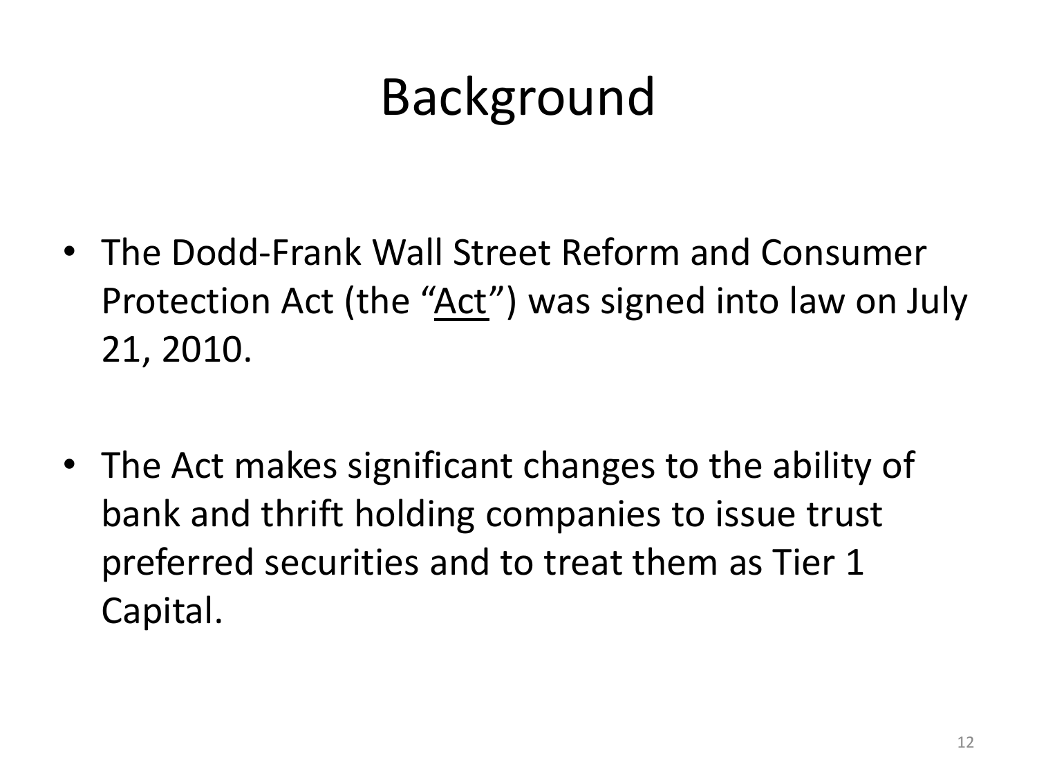# Background

- The Dodd-Frank Wall Street Reform and Consumer Protection Act (the "<u>Act</u>") was signed into law on July 21, 2010.

- The Act makes significant changes to the ability of bank and thrift holding companies to issue trust preferred securities and to treat them as Tier 1 Capital.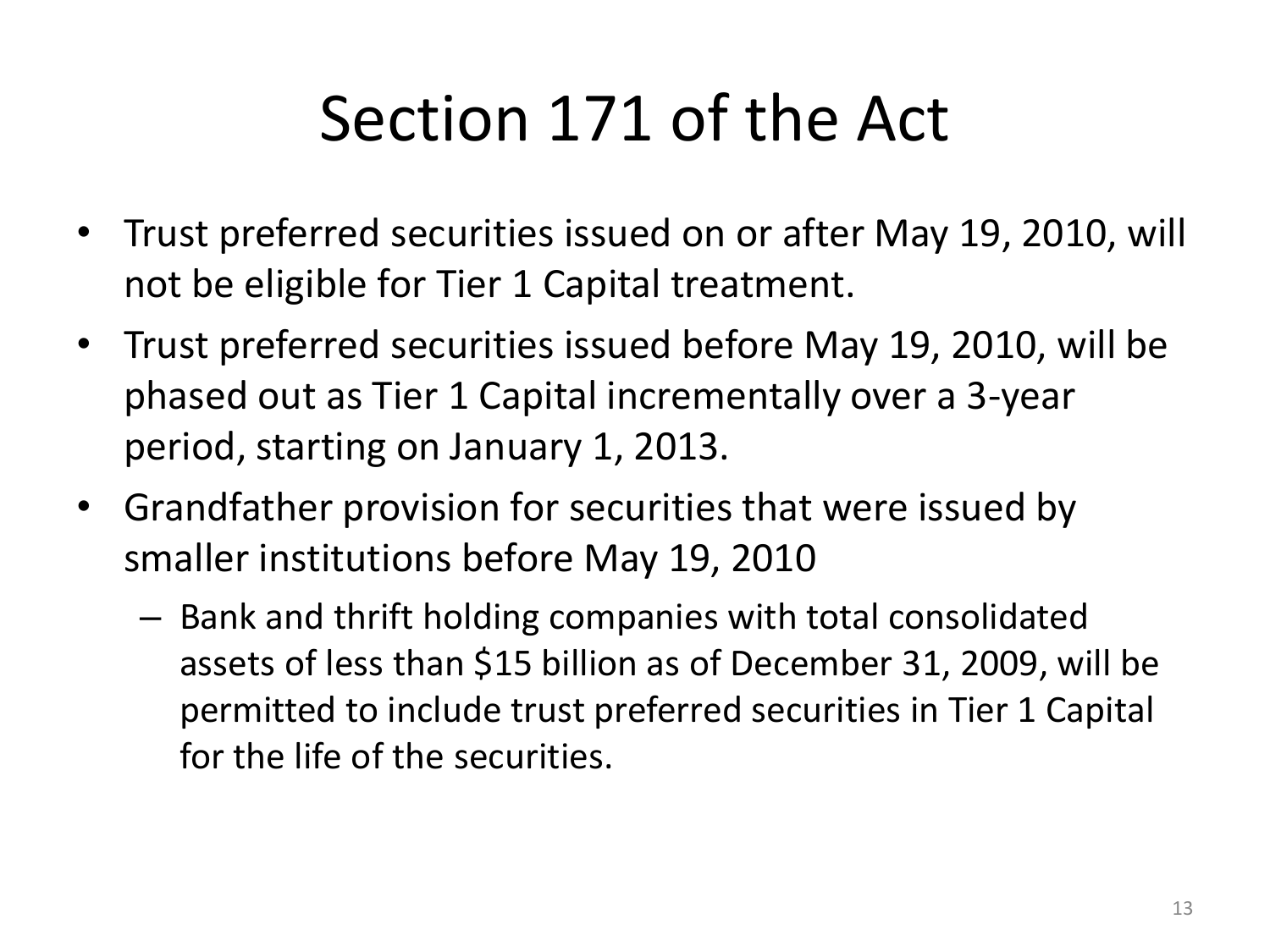# Section 171 of the Act

- Trust preferred securities issued on or after May 19, 2010, will not be eligible for Tier 1 Capital treatment.
- Trust preferred securities issued before May 19, 2010, will be phased out as Tier 1 Capital incrementally over a 3-year period, starting on January 1, 2013.
- Grandfather provision for securities that were issued by smaller institutions before May 19, 2010
  - Bank and thrift holding companies with total consolidated assets of less than $15 billion as of December 31, 2009, will be permitted to include trust preferred securities in Tier 1 Capital for the life of the securities.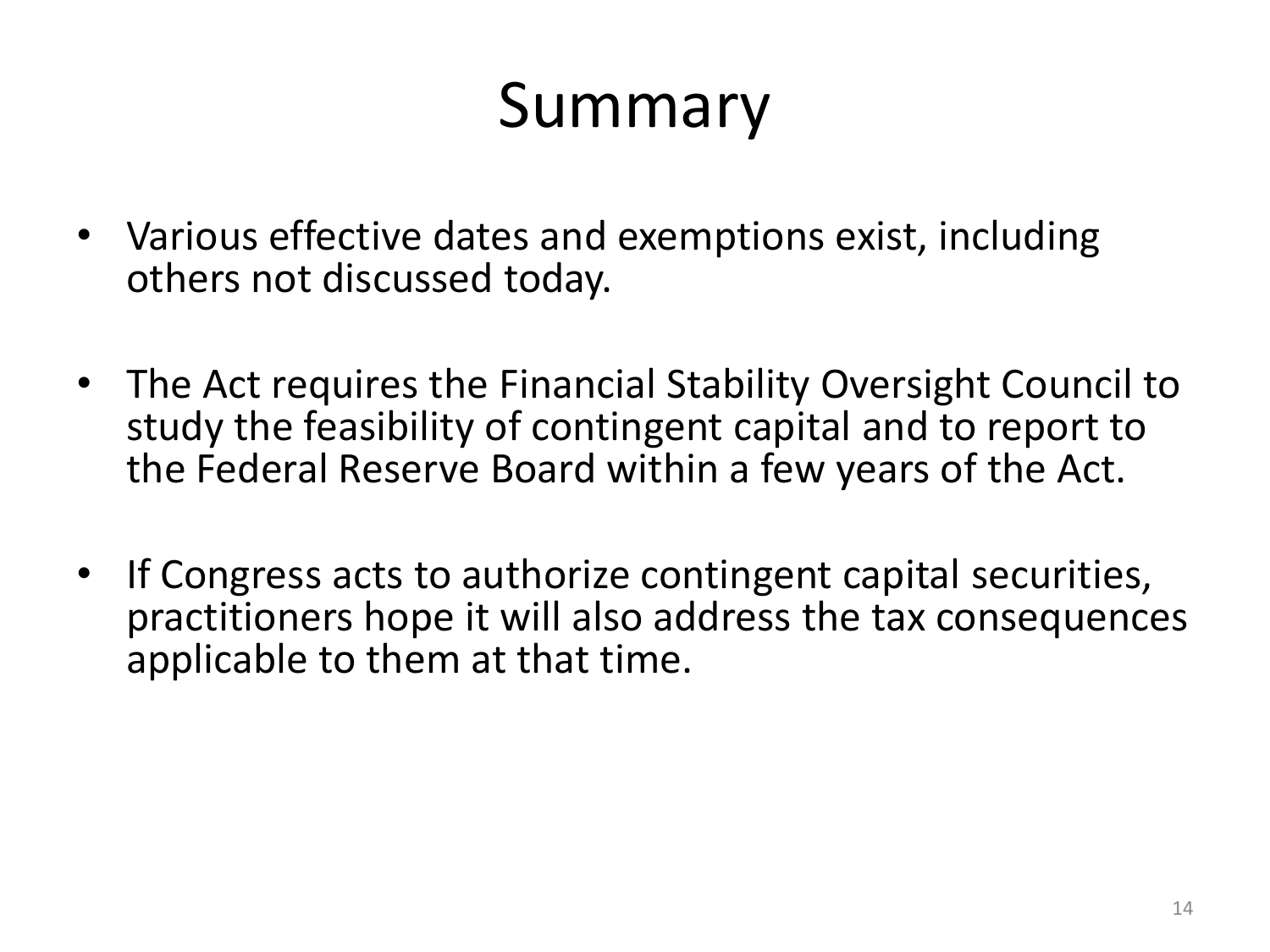# Summary

- Various effective dates and exemptions exist, including others not discussed today.
- The Act requires the Financial Stability Oversight Council to study the feasibility of contingent capital and to report to the Federal Reserve Board within a few years of the Act.
- If Congress acts to authorize contingent capital securities, practitioners hope it will also address the tax consequences applicable to them at that time.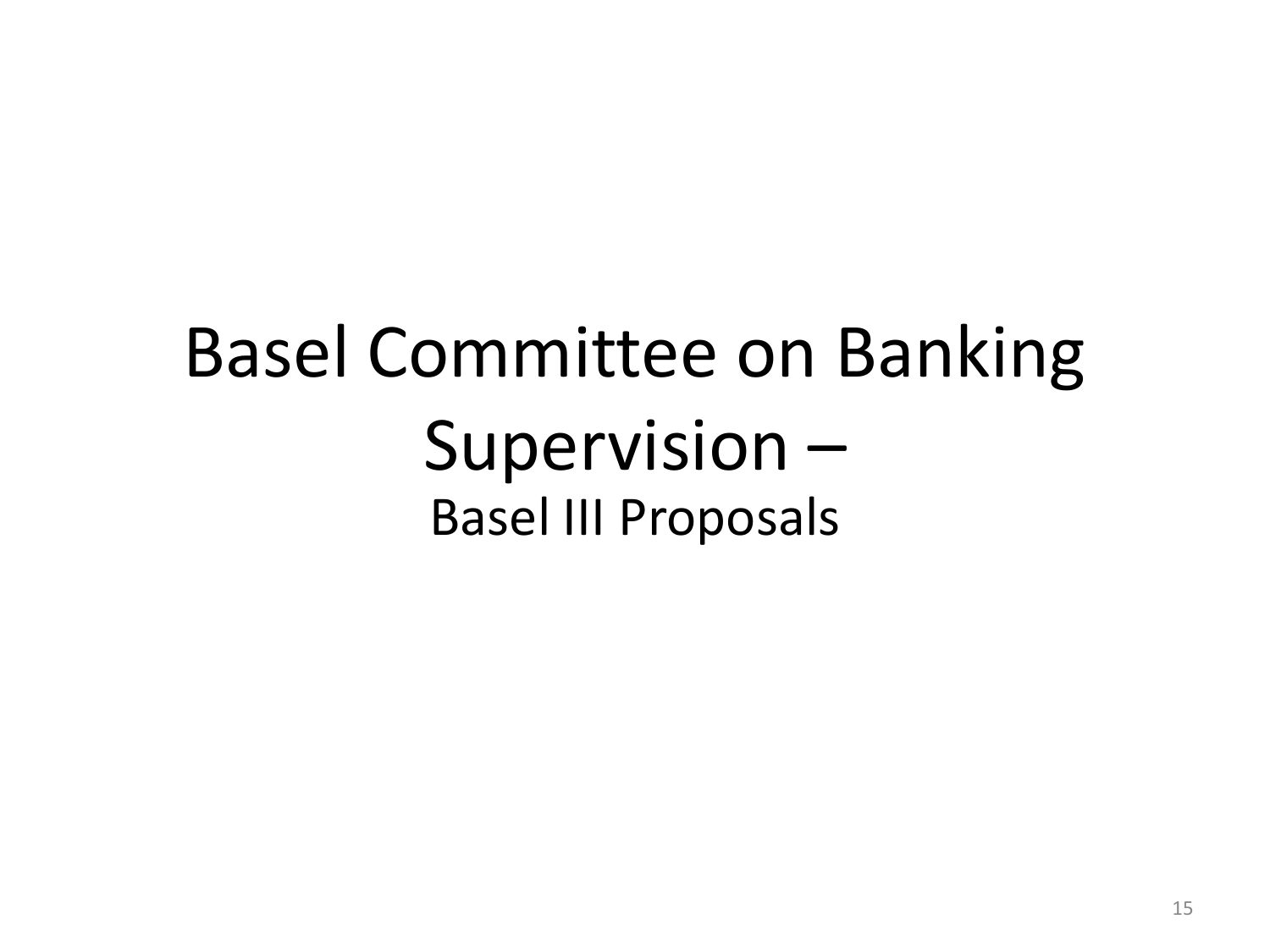# Basel Committee on Banking Supervision –

## Basel III Proposals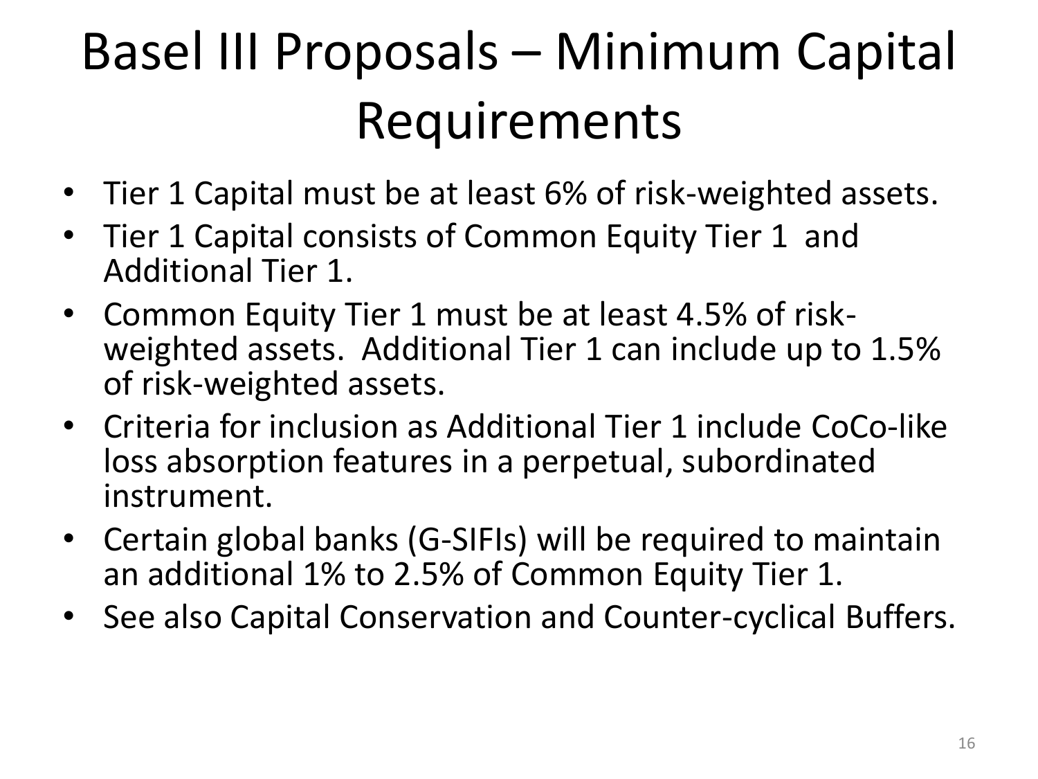# Basel III Proposals – Minimum Capital Requirements

- Tier 1 Capital must be at least 6% of risk-weighted assets.
- Tier 1 Capital consists of Common Equity Tier 1 and Additional Tier 1.
- Common Equity Tier 1 must be at least 4.5% of risk-weighted assets. Additional Tier 1 can include up to 1.5% of risk-weighted assets.
- Criteria for inclusion as Additional Tier 1 include CoCo-like loss absorption features in a perpetual, subordinated instrument.
- Certain global banks (G-SIFIs) will be required to maintain an additional 1% to 2.5% of Common Equity Tier 1.
- See also Capital Conservation and Counter-cyclical Buffers.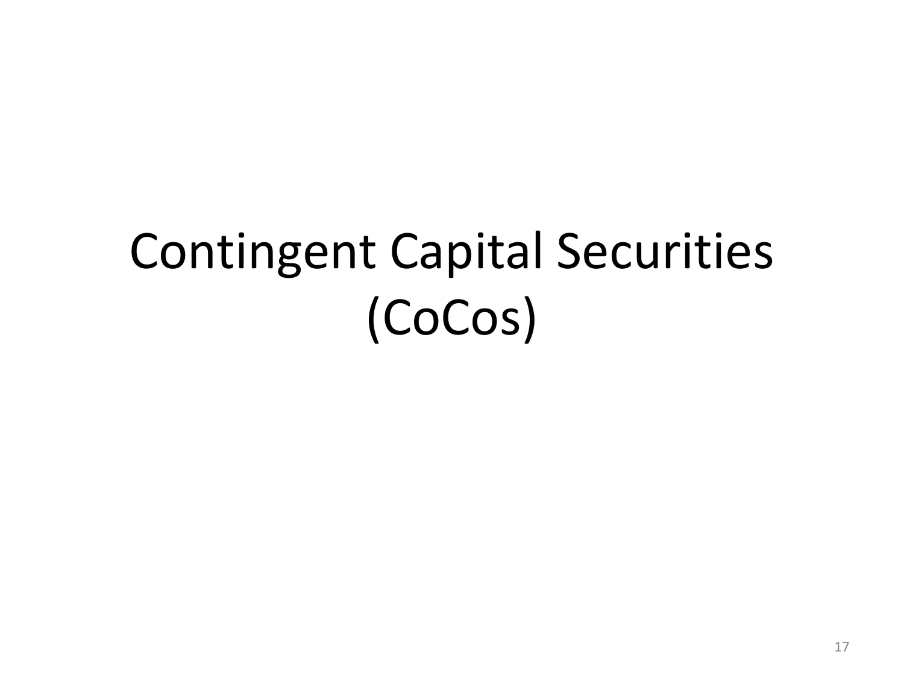# Contingent Capital Securities (CoCos)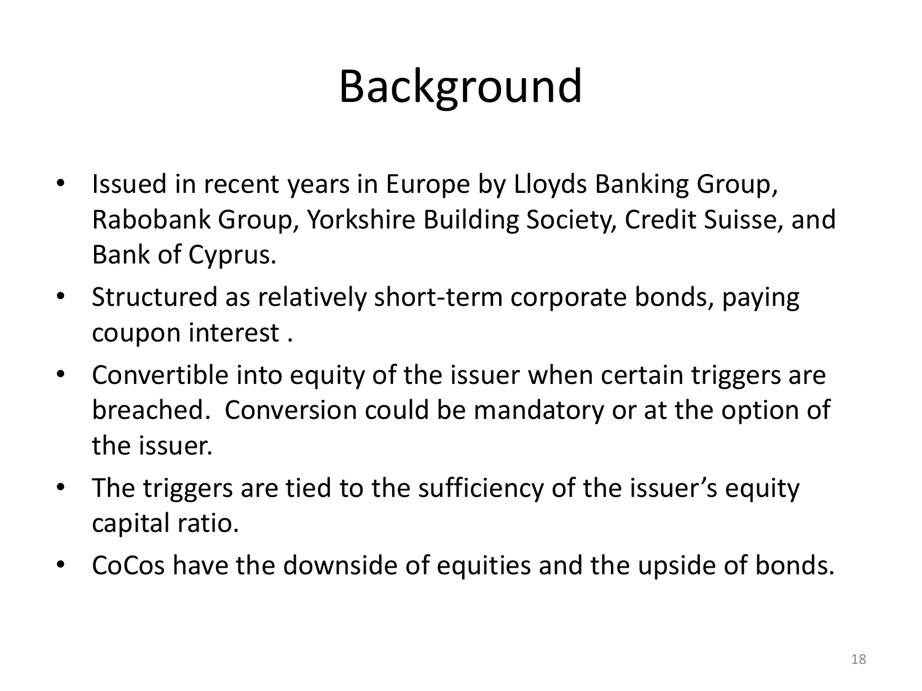# Background

- Issued in recent years in Europe by Lloyds Banking Group, Rabobank Group, Yorkshire Building Society, Credit Suisse, and Bank of Cyprus.
- Structured as relatively short-term corporate bonds, paying coupon interest .
- Convertible into equity of the issuer when certain triggers are breached. Conversion could be mandatory or at the option of the issuer.
- The triggers are tied to the sufficiency of the issuer's equity capital ratio.
- CoCos have the downside of equities and the upside of bonds.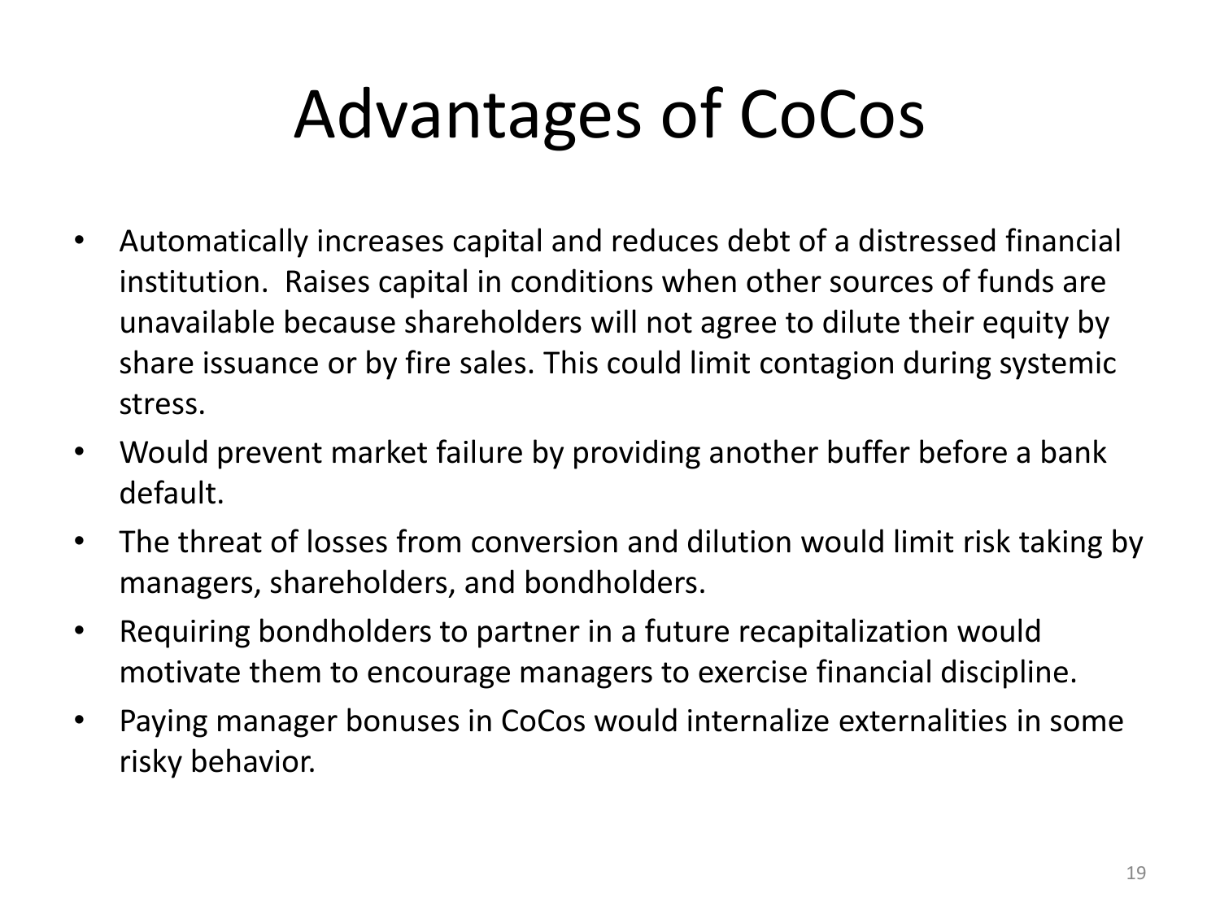# Advantages of CoCos

- Automatically increases capital and reduces debt of a distressed financial institution. Raises capital in conditions when other sources of funds are unavailable because shareholders will not agree to dilute their equity by share issuance or by fire sales. This could limit contagion during systemic stress.
- Would prevent market failure by providing another buffer before a bank default.
- The threat of losses from conversion and dilution would limit risk taking by managers, shareholders, and bondholders.
- Requiring bondholders to partner in a future recapitalization would motivate them to encourage managers to exercise financial discipline.
- Paying manager bonuses in CoCos would internalize externalities in some risky behavior.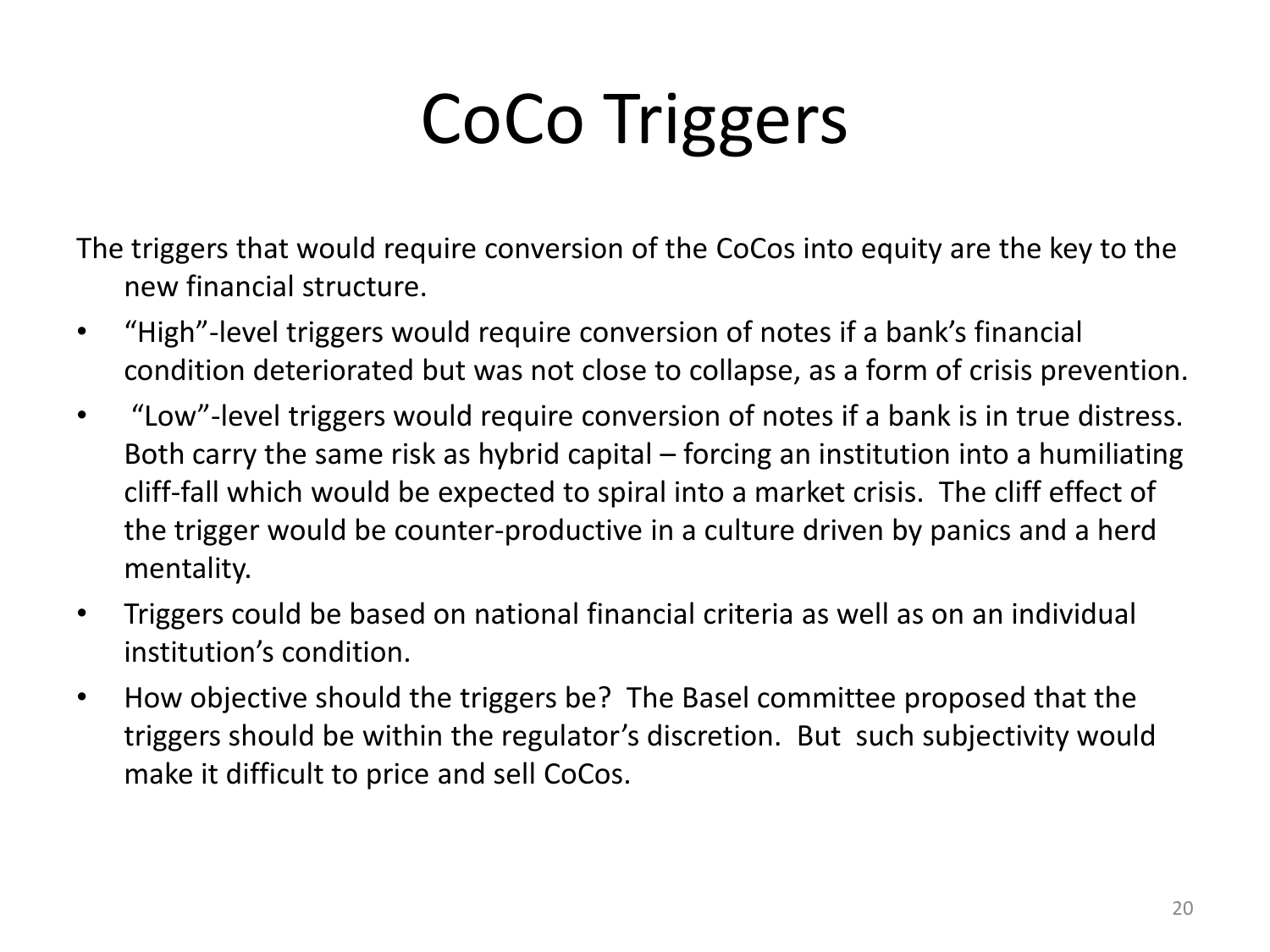# CoCo Triggers

The triggers that would require conversion of the CoCos into equity are the key to the new financial structure.

- "High"-level triggers would require conversion of notes if a bank's financial condition deteriorated but was not close to collapse, as a form of crisis prevention.
- "Low"-level triggers would require conversion of notes if a bank is in true distress. Both carry the same risk as hybrid capital – forcing an institution into a humiliating cliff-fall which would be expected to spiral into a market crisis. The cliff effect of the trigger would be counter-productive in a culture driven by panics and a herd mentality.
- Triggers could be based on national financial criteria as well as on an individual institution's condition.
- How objective should the triggers be? The Basel committee proposed that the triggers should be within the regulator's discretion. But such subjectivity would make it difficult to price and sell CoCos.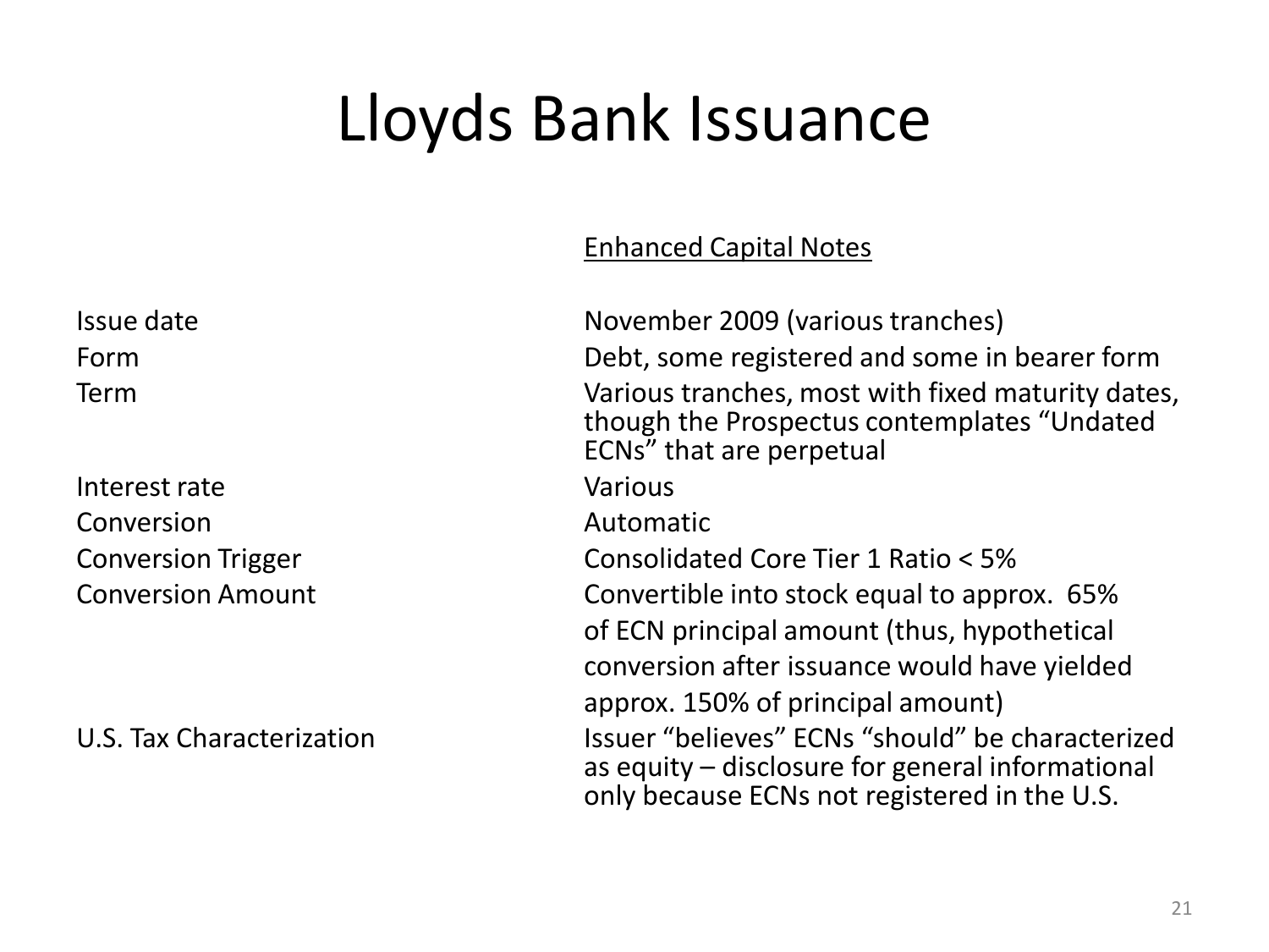# Lloyds Bank Issuance

| | Enhanced Capital Notes |
|---|---|
| Issue date | November 2009 (various tranches) |
| Form | Debt, some registered and some in bearer form |
| Term | Various tranches, most with fixed maturity dates, though the Prospectus contemplates “Undated ECNs” that are perpetual |
| Interest rate | Various |
| Conversion | Automatic |
| Conversion Trigger | Consolidated Core Tier 1 Ratio < 5% |
| Conversion Amount | Convertible into stock equal to approx. 65% of ECN principal amount (thus, hypothetical conversion after issuance would have yielded approx. 150% of principal amount) |
| U.S. Tax Characterization | Issuer “believes” ECNs “should” be characterized as equity – disclosure for general informational only because ECNs not registered in the U.S. |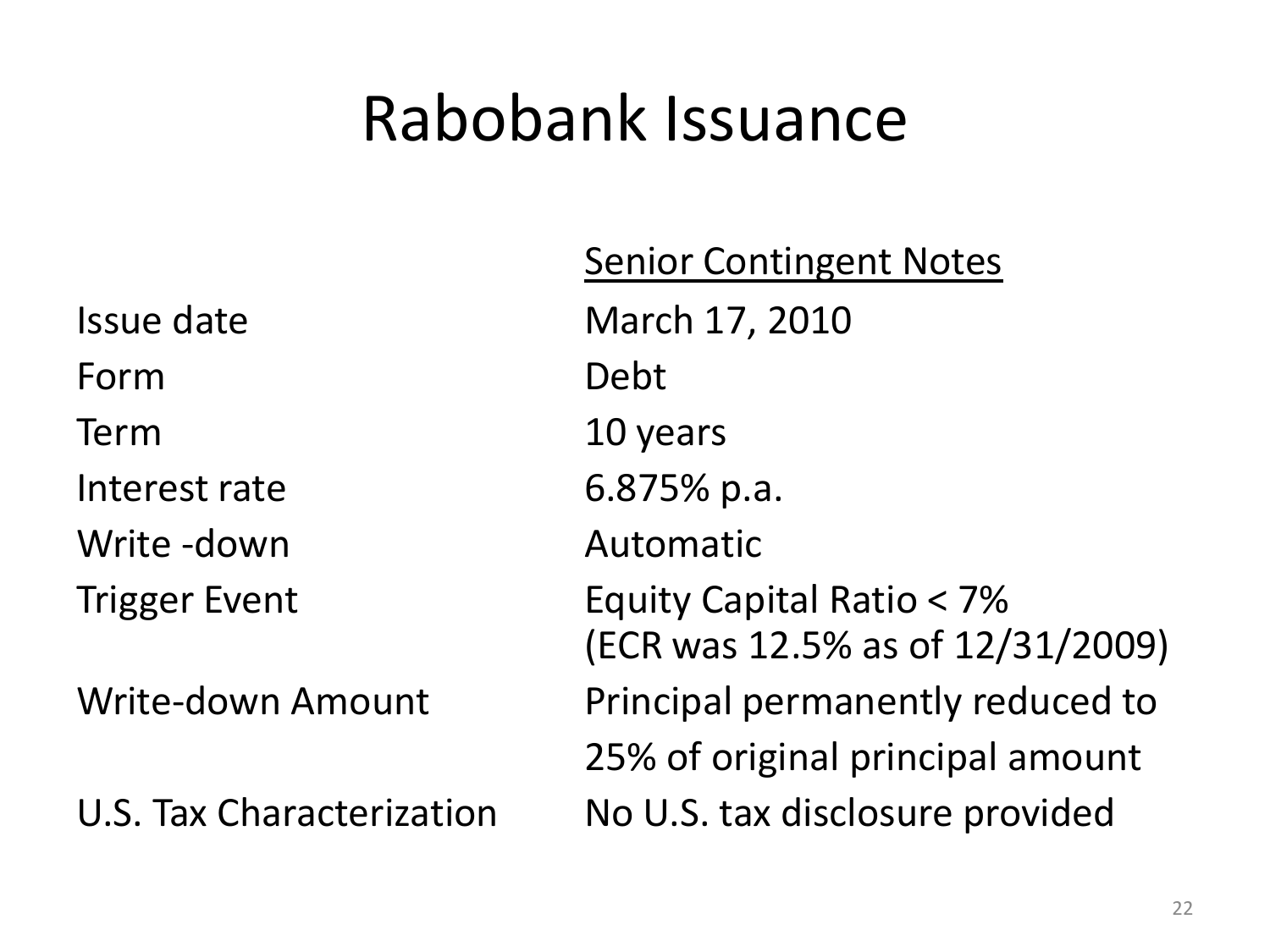# Rabobank Issuance

| | Senior Contingent Notes |
|---|---|
| Issue date | March 17, 2010 |
| Form | Debt |
| Term | 10 years |
| Interest rate | 6.875% p.a. |
| Write -down | Automatic |
| Trigger Event | Equity Capital Ratio < 7% (ECR was 12.5% as of 12/31/2009) |
| Write-down Amount | Principal permanently reduced to 25% of original principal amount |
| U.S. Tax Characterization | No U.S. tax disclosure provided |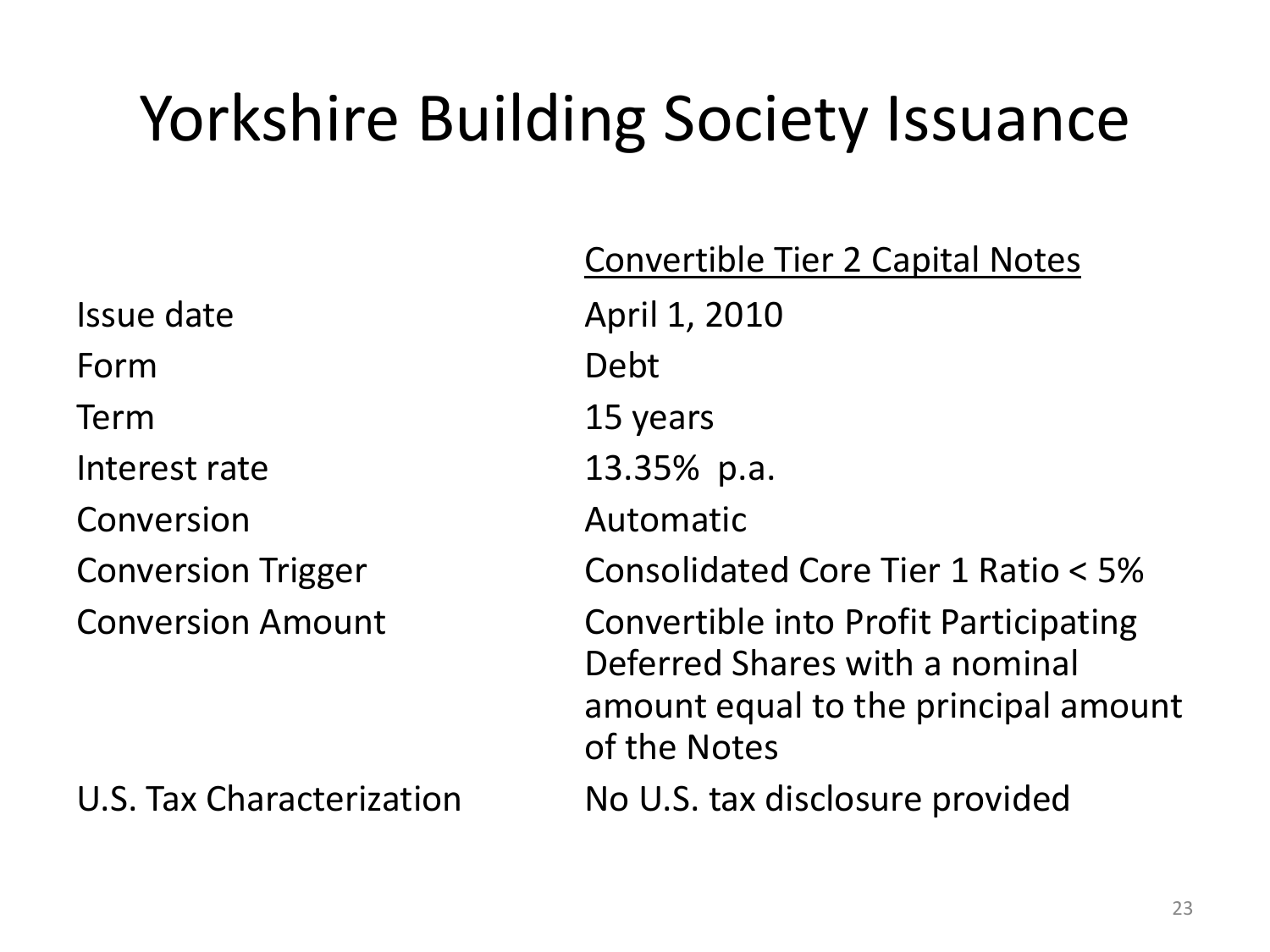# Yorkshire Building Society Issuance

| | Convertible Tier 2 Capital Notes |
|---|---|
| Issue date | April 1, 2010 |
| Form | Debt |
| Term | 15 years |
| Interest rate | 13.35% p.a. |
| Conversion | Automatic |
| Conversion Trigger | Consolidated Core Tier 1 Ratio < 5% |
| Conversion Amount | Convertible into Profit Participating Deferred Shares with a nominal amount equal to the principal amount of the Notes |
| U.S. Tax Characterization | No U.S. tax disclosure provided |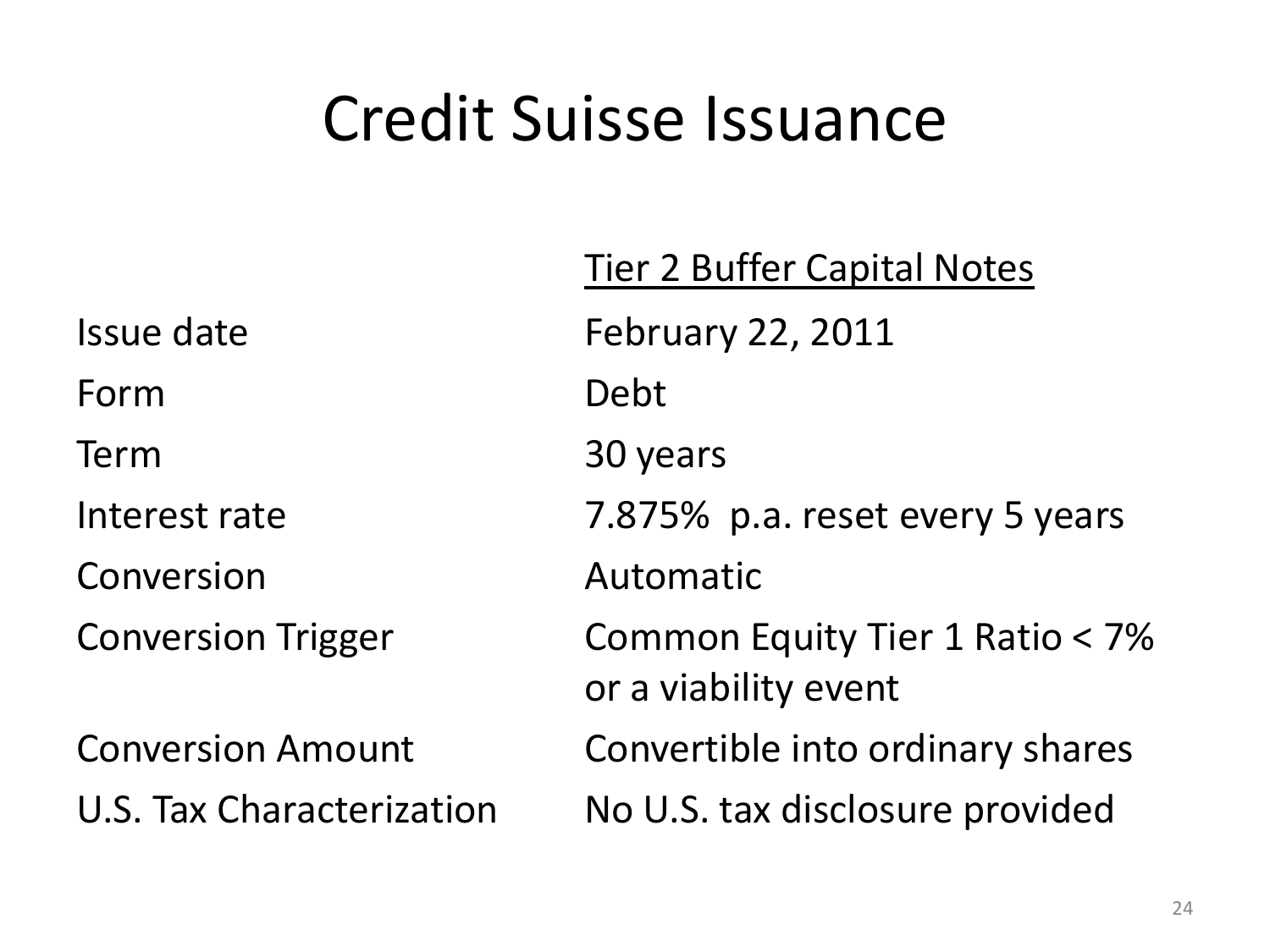# Credit Suisse Issuance

| | Tier 2 Buffer Capital Notes |
|---|---|
| Issue date | February 22, 2011 |
| Form | Debt |
| Term | 30 years |
| Interest rate | 7.875% p.a. reset every 5 years |
| Conversion | Automatic |
| Conversion Trigger | Common Equity Tier 1 Ratio < 7% or a viability event |
| Conversion Amount | Convertible into ordinary shares |
| U.S. Tax Characterization | No U.S. tax disclosure provided |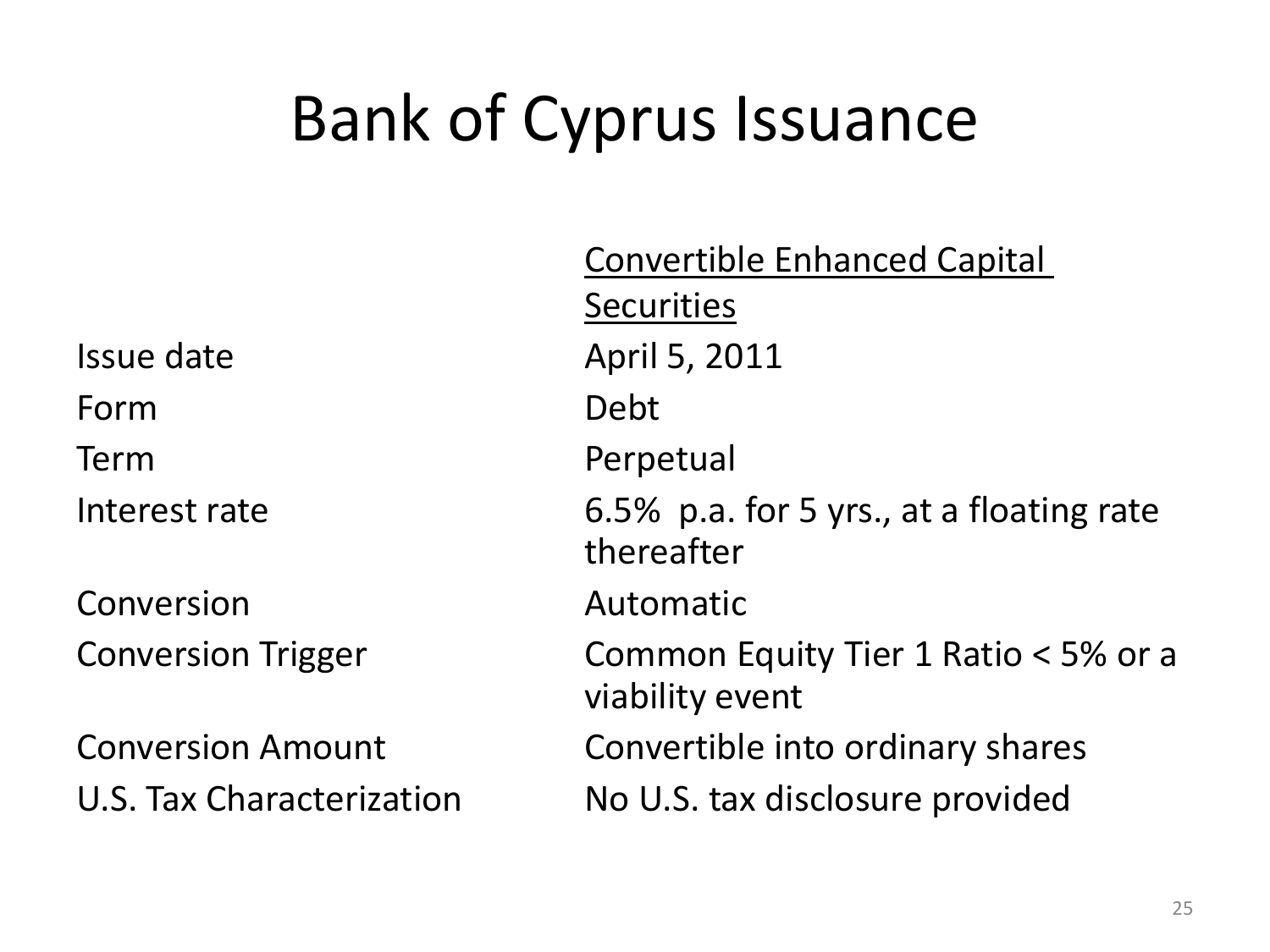# Bank of Cyprus Issuance

| | Convertible Enhanced Capital Securities |
|---|---|
| Issue date | April 5, 2011 |
| Form | Debt |
| Term | Perpetual |
| Interest rate | 6.5% p.a. for 5 yrs., at a floating rate thereafter |
| Conversion | Automatic |
| Conversion Trigger | Common Equity Tier 1 Ratio < 5% or a viability event |
| Conversion Amount | Convertible into ordinary shares |
| U.S. Tax Characterization | No U.S. tax disclosure provided |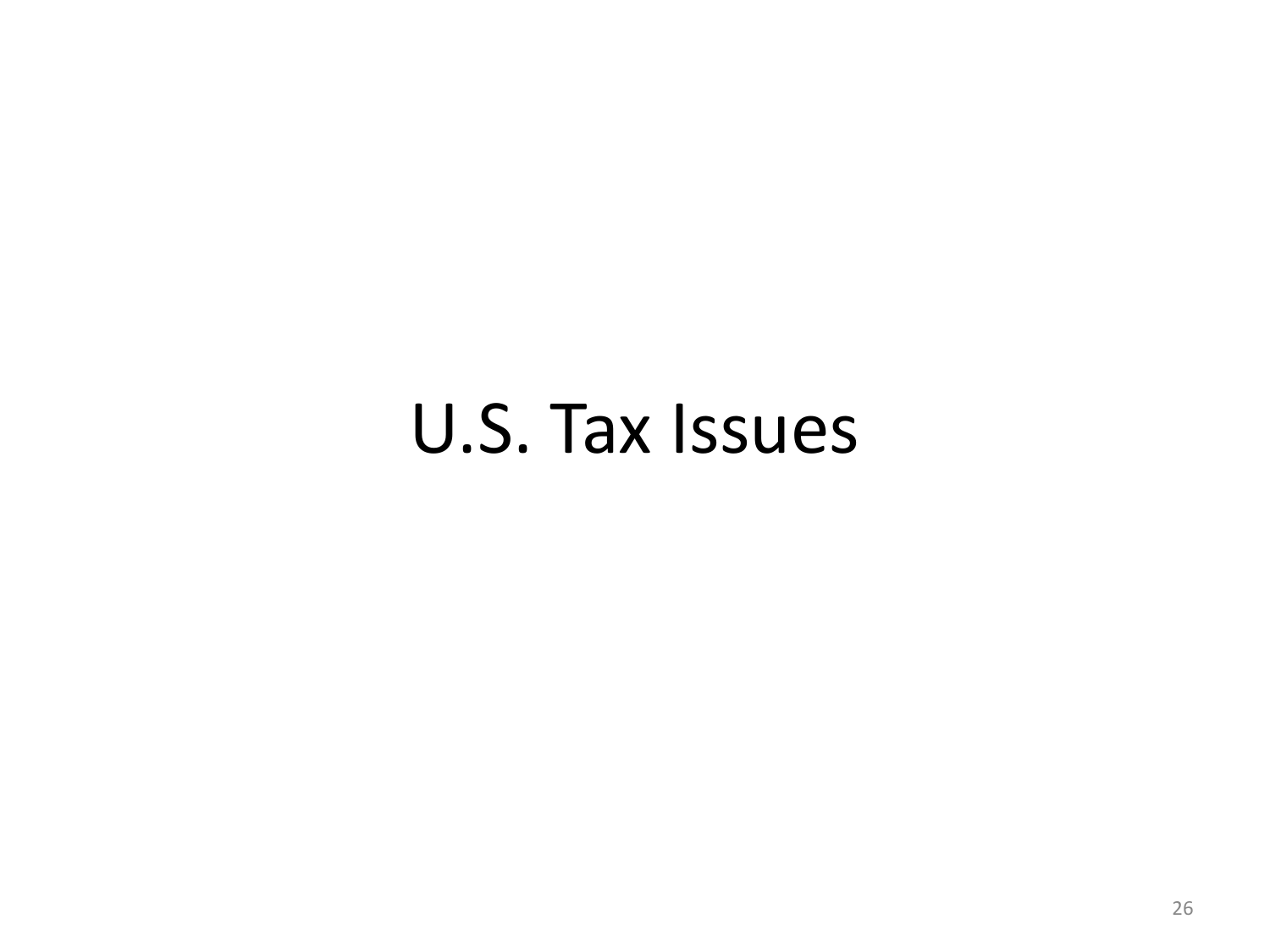# U.S. Tax Issues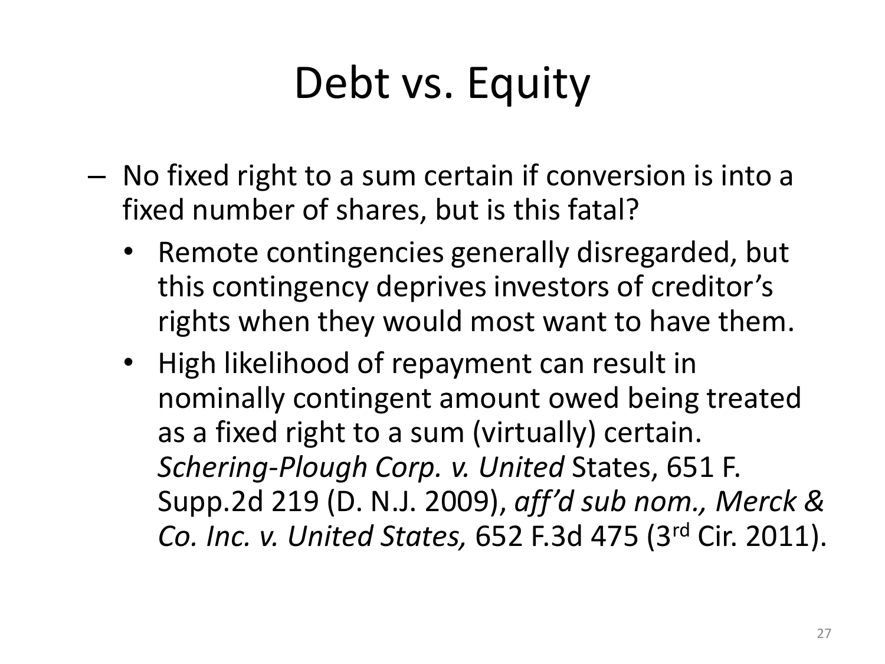# Debt vs. Equity

- No fixed right to a sum certain if conversion is into a fixed number of shares, but is this fatal?
  - Remote contingencies generally disregarded, but this contingency deprives investors of creditor's rights when they would most want to have them.
  - High likelihood of repayment can result in nominally contingent amount owed being treated as a fixed right to a sum (virtually) certain. *Schering-Plough Corp. v. United* States, 651 F. Supp.2d 219 (D. N.J. 2009), *aff'd sub nom., Merck & Co. Inc. v. United States,* 652 F.3d 475 (3rd Cir. 2011).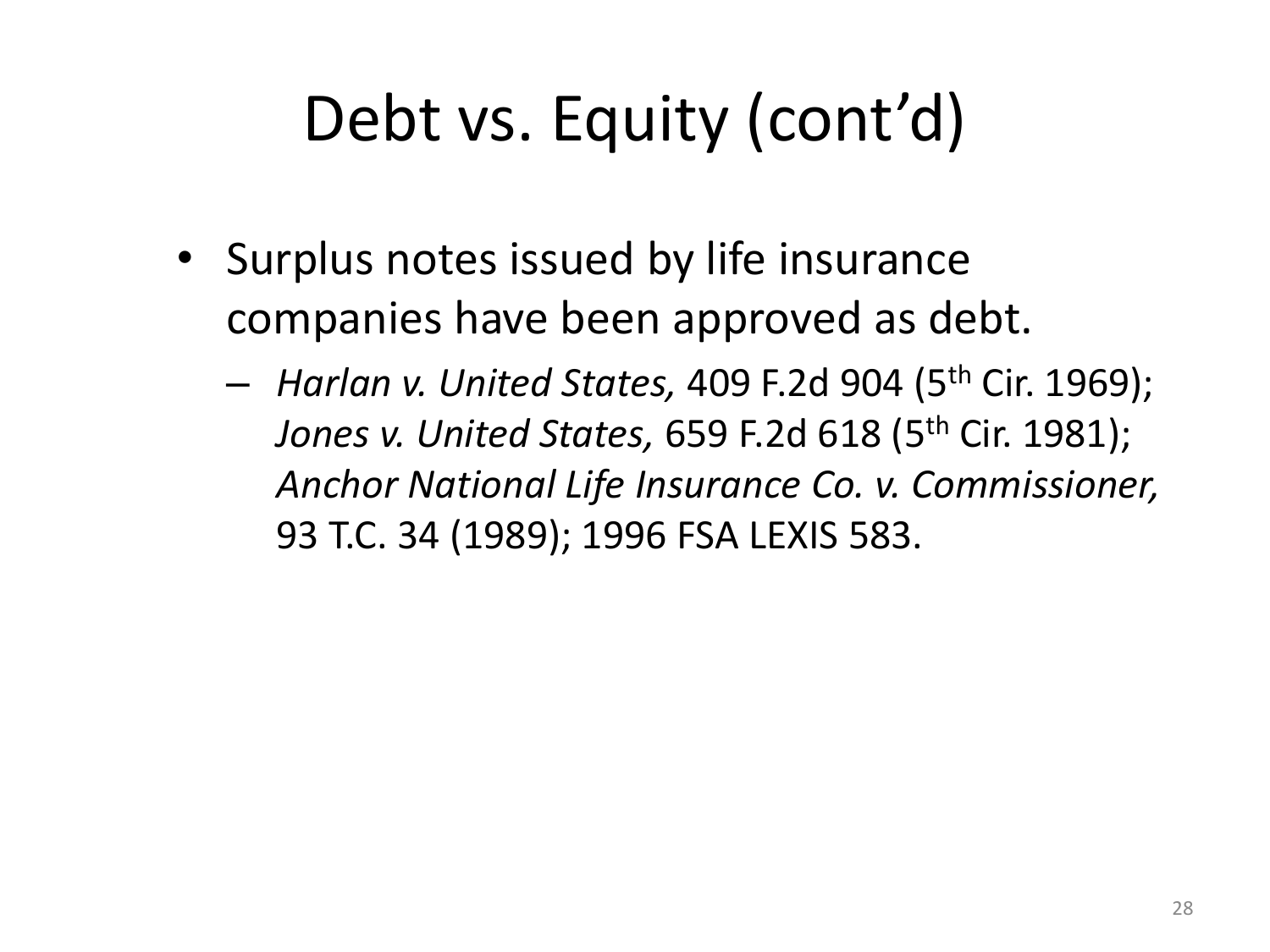# Debt vs. Equity (cont'd)

- Surplus notes issued by life insurance companies have been approved as debt.
  - *Harlan v. United States,* 409 F.2d 904 (5th Cir. 1969); *Jones v. United States,* 659 F.2d 618 (5th Cir. 1981); *Anchor National Life Insurance Co. v. Commissioner,* 93 T.C. 34 (1989); 1996 FSA LEXIS 583.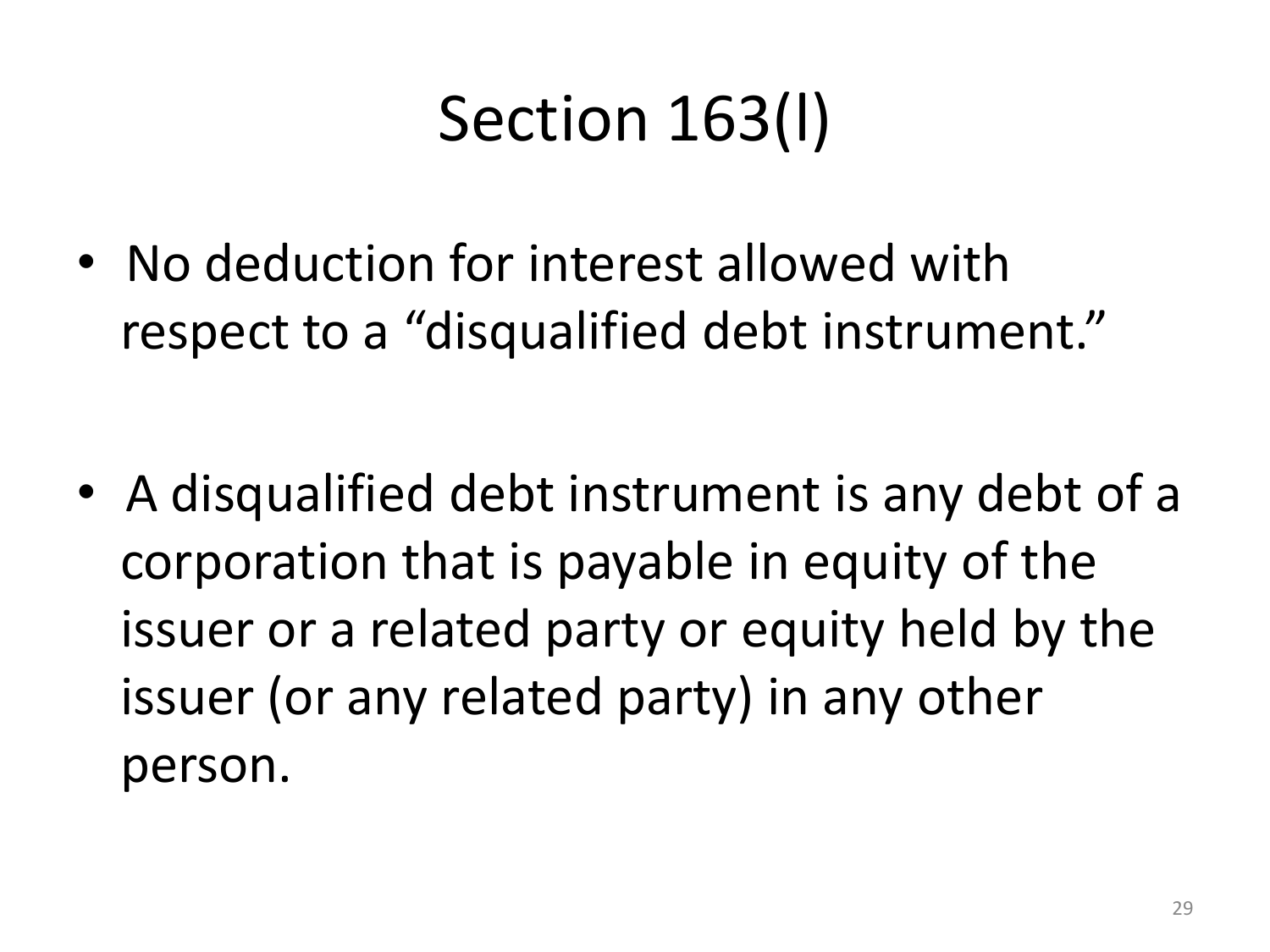# Section 163(l)

- No deduction for interest allowed with respect to a "disqualified debt instrument."
- A disqualified debt instrument is any debt of a corporation that is payable in equity of the issuer or a related party or equity held by the issuer (or any related party) in any other person.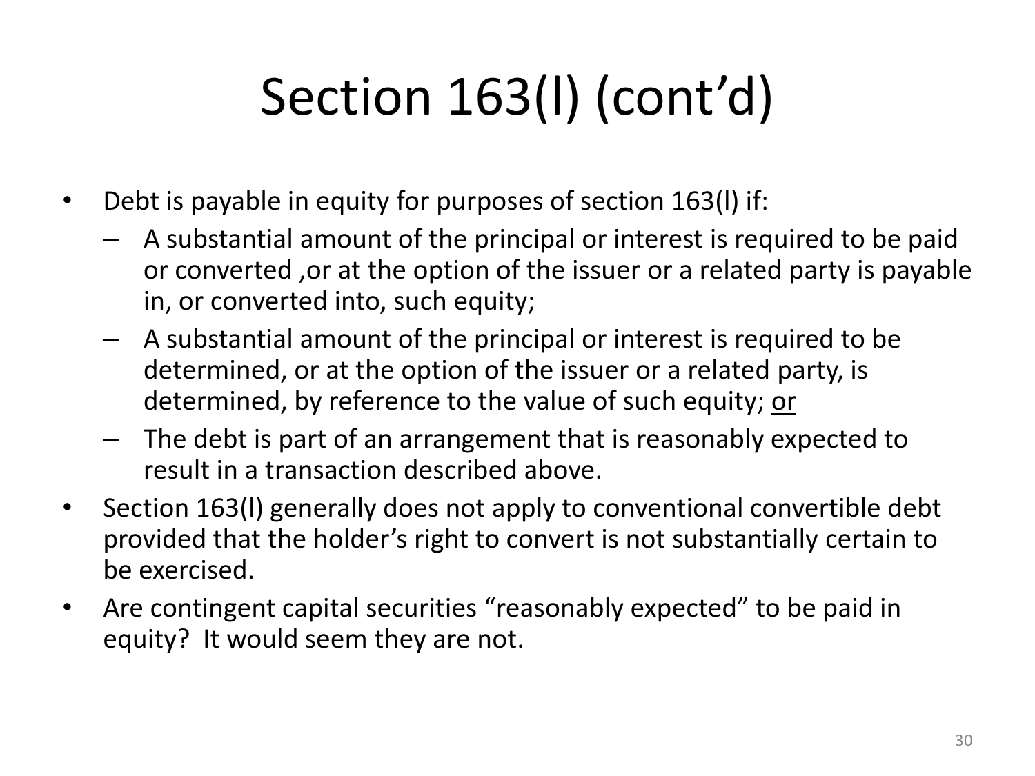# Section 163(l) (cont'd)

- Debt is payable in equity for purposes of section 163(l) if:
  - A substantial amount of the principal or interest is required to be paid or converted ,or at the option of the issuer or a related party is payable in, or converted into, such equity;
  - A substantial amount of the principal or interest is required to be determined, or at the option of the issuer or a related party, is determined, by reference to the value of such equity; <u>or</u>
  - The debt is part of an arrangement that is reasonably expected to result in a transaction described above.
- Section 163(l) generally does not apply to conventional convertible debt provided that the holder's right to convert is not substantially certain to be exercised.
- Are contingent capital securities "reasonably expected" to be paid in equity? It would seem they are not.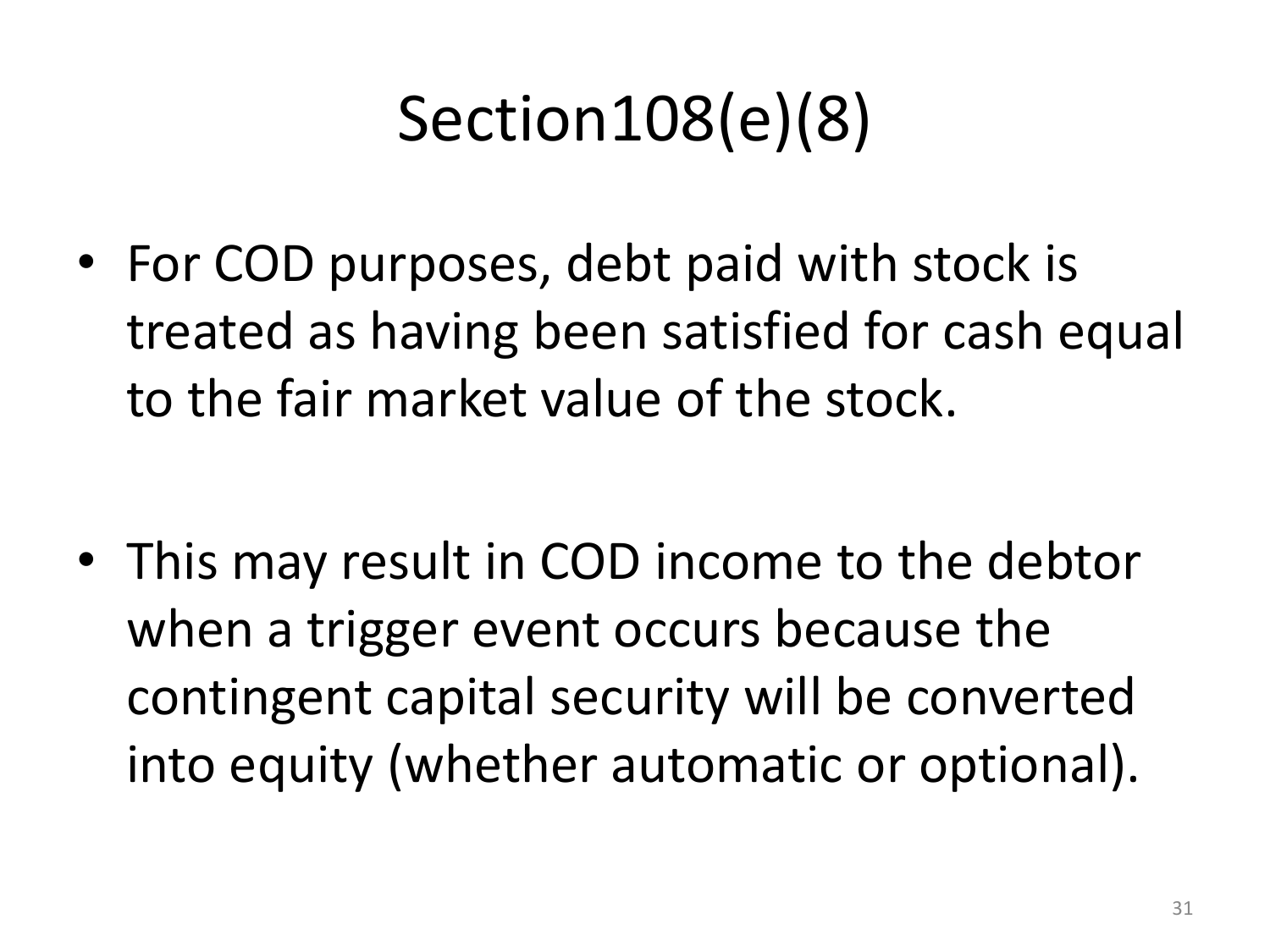# Section108(e)(8)

- For COD purposes, debt paid with stock is treated as having been satisfied for cash equal to the fair market value of the stock.

- This may result in COD income to the debtor when a trigger event occurs because the contingent capital security will be converted into equity (whether automatic or optional).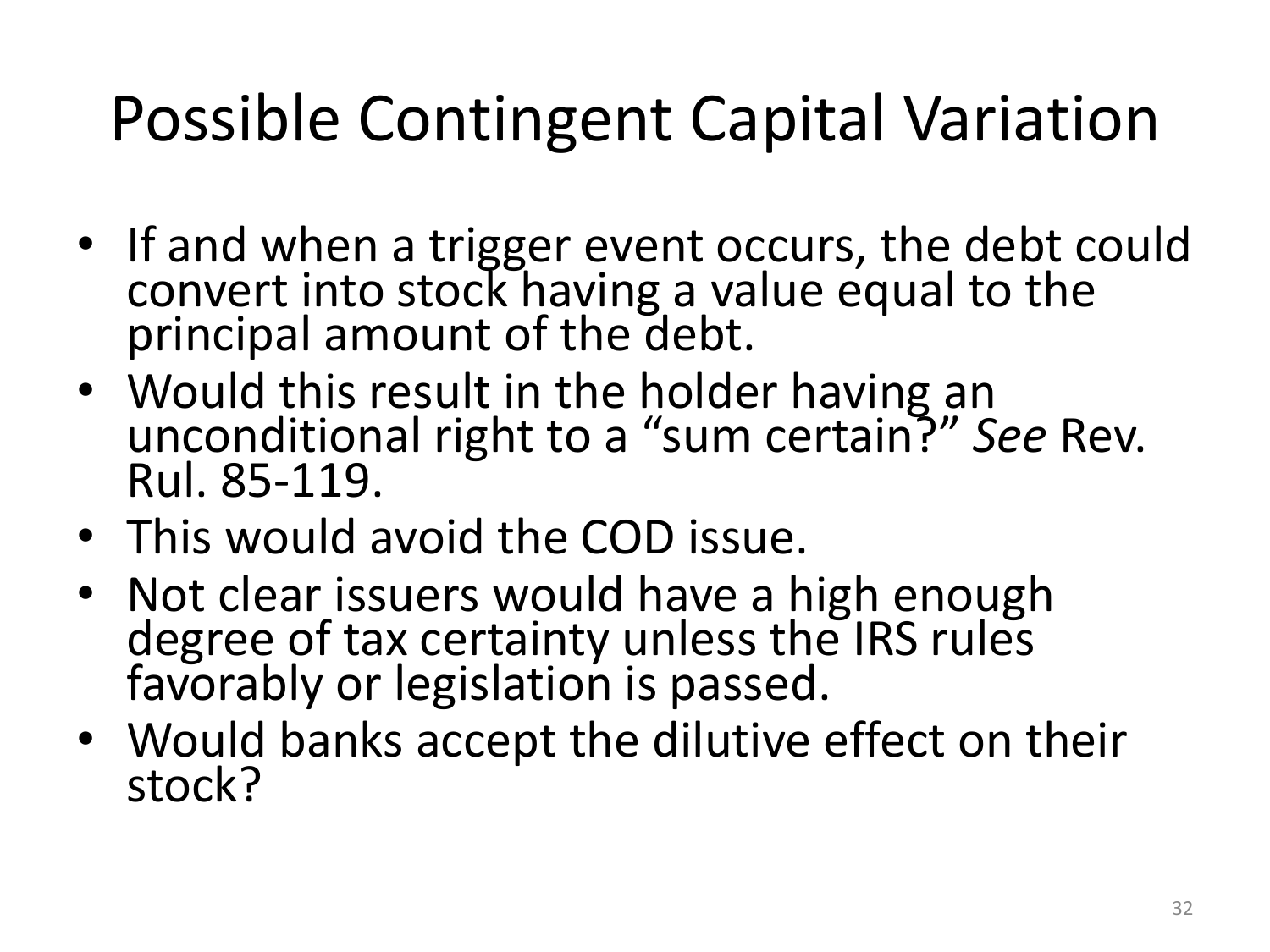# Possible Contingent Capital Variation

- If and when a trigger event occurs, the debt could convert into stock having a value equal to the principal amount of the debt.
- Would this result in the holder having an unconditional right to a "sum certain?" *See* Rev. Rul. 85-119.
- This would avoid the COD issue.
- Not clear issuers would have a high enough degree of tax certainty unless the IRS rules favorably or legislation is passed.
- Would banks accept the dilutive effect on their stock?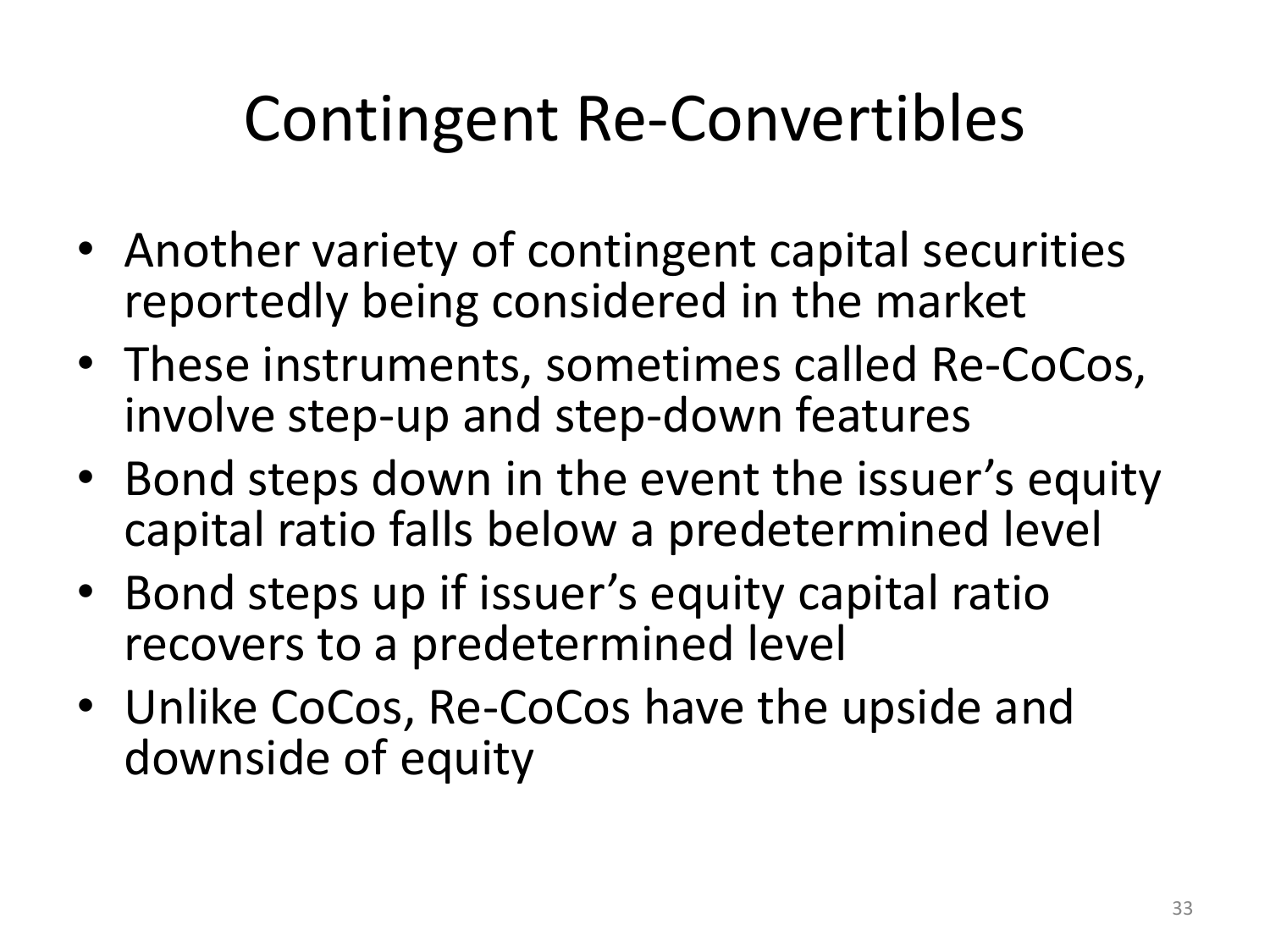# Contingent Re-Convertibles

- Another variety of contingent capital securities reportedly being considered in the market
- These instruments, sometimes called Re-CoCos, involve step-up and step-down features
- Bond steps down in the event the issuer's equity capital ratio falls below a predetermined level
- Bond steps up if issuer's equity capital ratio recovers to a predetermined level
- Unlike CoCos, Re-CoCos have the upside and downside of equity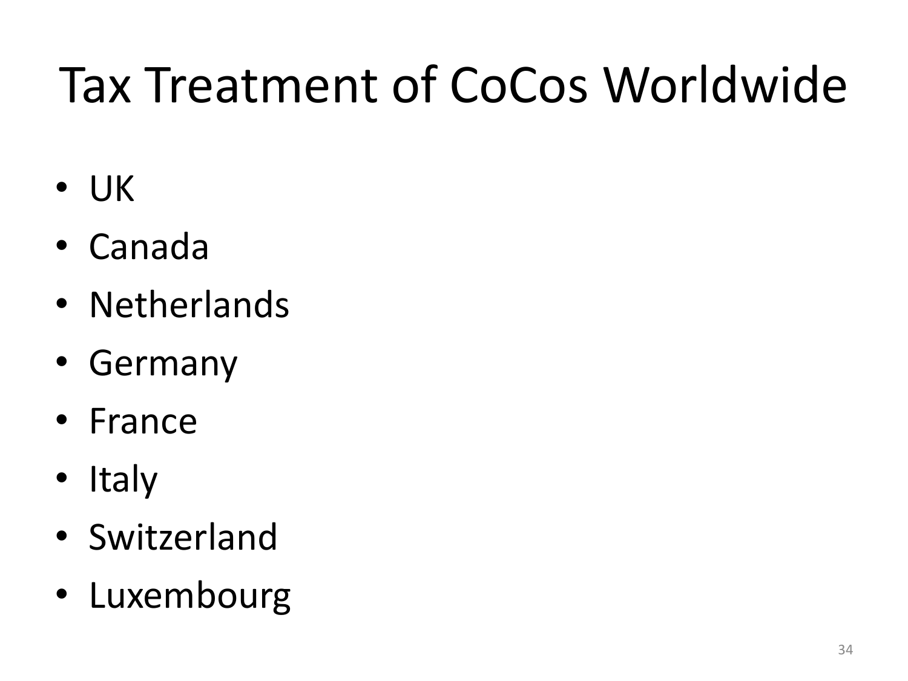# Tax Treatment of CoCos Worldwide

- UK
- Canada
- Netherlands
- Germany
- France
- Italy
- Switzerland
- Luxembourg